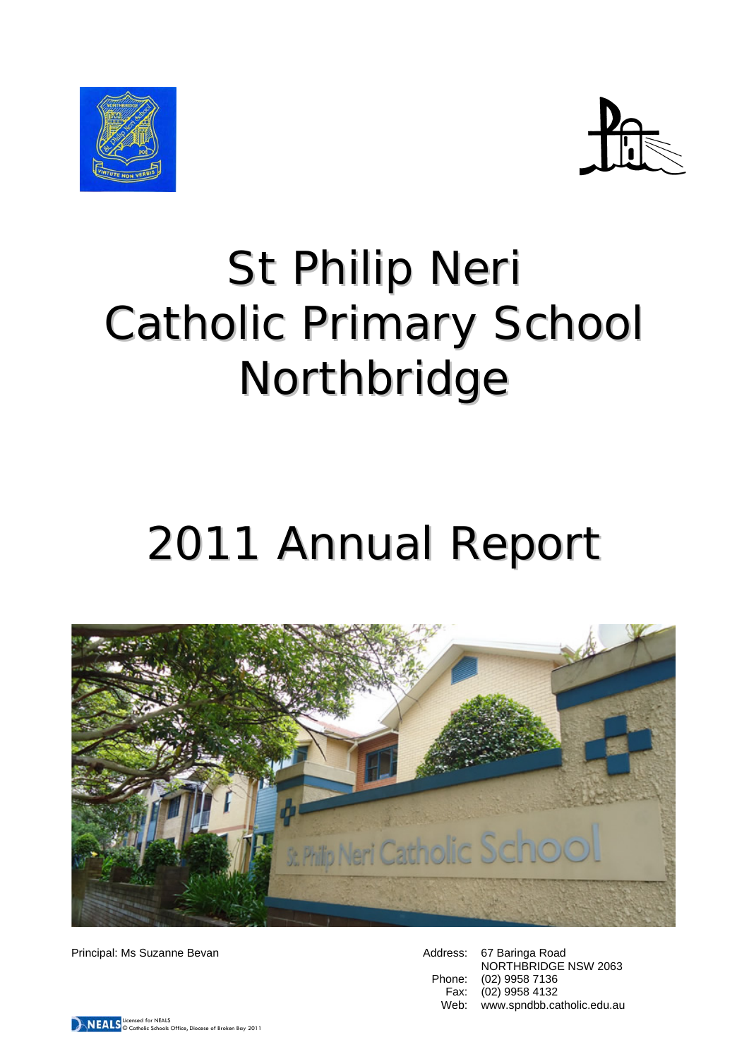# St Philip Neri Catholic Primary School Northbridge

# 2011 Annual Report

Principal: Ms Suzanne Bevan

Address: 67 Baringa Road
NORTHBRIDGE NSW 2063
Phone: (02) 9958 7136
Fax: (02) 9958 4132
Web: www.spndbb.catholic.edu.au

NEALS Licensed for NEALS
© Catholic Schools Office, Diocese of Broken Bay 2011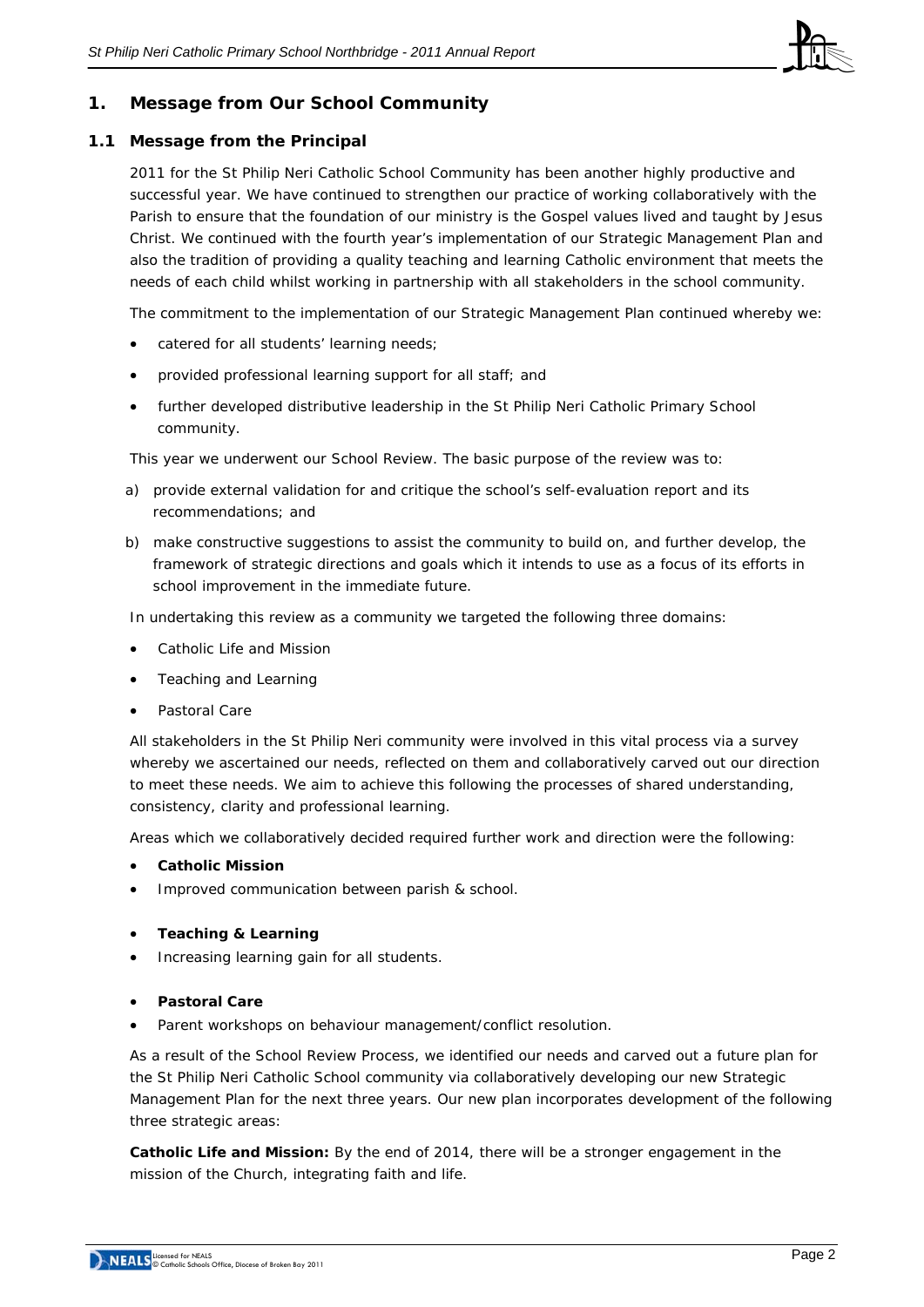## 1. Message from Our School Community

### 1.1 Message from the Principal

2011 for the St Philip Neri Catholic School Community has been another highly productive and successful year. We have continued to strengthen our practice of working collaboratively with the Parish to ensure that the foundation of our ministry is the Gospel values lived and taught by Jesus Christ. We continued with the fourth year's implementation of our Strategic Management Plan and also the tradition of providing a quality teaching and learning Catholic environment that meets the needs of each child whilst working in partnership with all stakeholders in the school community.

The commitment to the implementation of our Strategic Management Plan continued whereby we:

- catered for all students' learning needs;
- provided professional learning support for all staff; and
- further developed distributive leadership in the St Philip Neri Catholic Primary School community.

This year we underwent our School Review. The basic purpose of the review was to:

a) provide external validation for and critique the school's self-evaluation report and its recommendations; and

b) make constructive suggestions to assist the community to build on, and further develop, the framework of strategic directions and goals which it intends to use as a focus of its efforts in school improvement in the immediate future.

In undertaking this review as a community we targeted the following three domains:

- Catholic Life and Mission
- Teaching and Learning
- Pastoral Care

All stakeholders in the St Philip Neri community were involved in this vital process via a survey whereby we ascertained our needs, reflected on them and collaboratively carved out our direction to meet these needs. We aim to achieve this following the processes of shared understanding, consistency, clarity and professional learning.

Areas which we collaboratively decided required further work and direction were the following:

- **Catholic Mission**
- Improved communication between parish & school.

- **Teaching & Learning**
- Increasing learning gain for all students.

- **Pastoral Care**
- Parent workshops on behaviour management/conflict resolution.

As a result of the School Review Process, we identified our needs and carved out a future plan for the St Philip Neri Catholic School community via collaboratively developing our new Strategic Management Plan for the next three years. Our new plan incorporates development of the following three strategic areas:

**Catholic Life and Mission:** By the end of 2014, there will be a stronger engagement in the mission of the Church, integrating faith and life.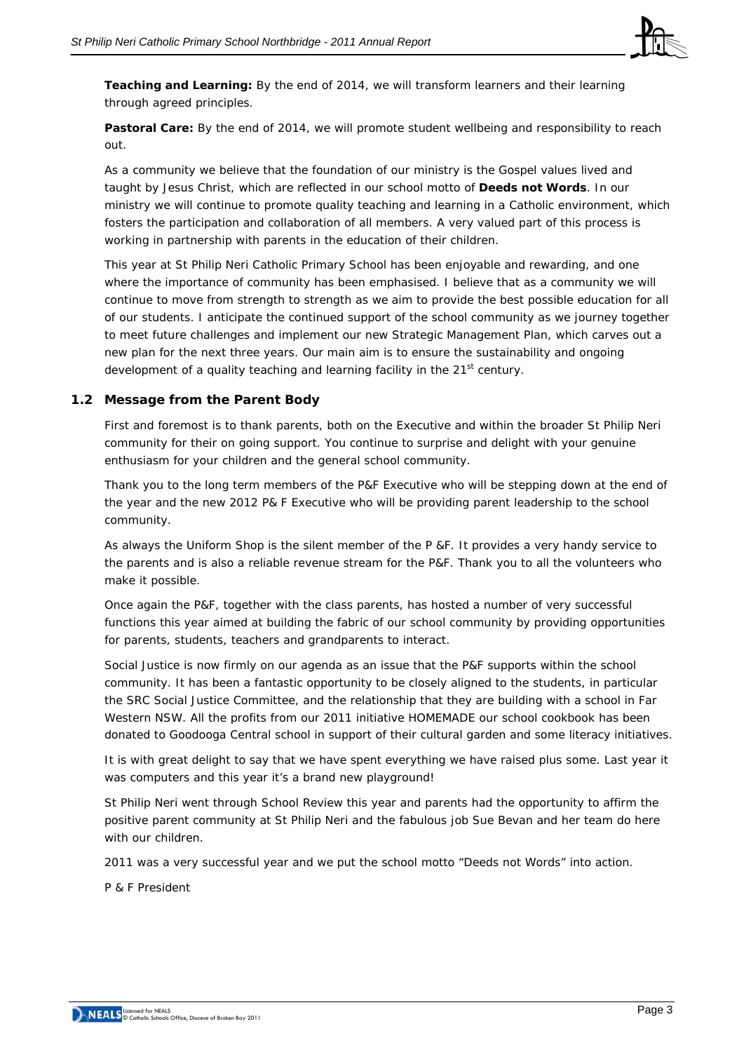**Teaching and Learning:** By the end of 2014, we will transform learners and their learning through agreed principles.

**Pastoral Care:** By the end of 2014, we will promote student wellbeing and responsibility to reach out.

As a community we believe that the foundation of our ministry is the Gospel values lived and taught by Jesus Christ, which are reflected in our school motto of **Deeds not Words**. In our ministry we will continue to promote quality teaching and learning in a Catholic environment, which fosters the participation and collaboration of all members. A very valued part of this process is working in partnership with parents in the education of their children.

This year at St Philip Neri Catholic Primary School has been enjoyable and rewarding, and one where the importance of community has been emphasised. I believe that as a community we will continue to move from strength to strength as we aim to provide the best possible education for all of our students. I anticipate the continued support of the school community as we journey together to meet future challenges and implement our new Strategic Management Plan, which carves out a new plan for the next three years. Our main aim is to ensure the sustainability and ongoing development of a quality teaching and learning facility in the 21st century.

## 1.2 Message from the Parent Body

First and foremost is to thank parents, both on the Executive and within the broader St Philip Neri community for their on going support. You continue to surprise and delight with your genuine enthusiasm for your children and the general school community.

Thank you to the long term members of the P&F Executive who will be stepping down at the end of the year and the new 2012 P& F Executive who will be providing parent leadership to the school community.

As always the Uniform Shop is the silent member of the P &F. It provides a very handy service to the parents and is also a reliable revenue stream for the P&F. Thank you to all the volunteers who make it possible.

Once again the P&F, together with the class parents, has hosted a number of very successful functions this year aimed at building the fabric of our school community by providing opportunities for parents, students, teachers and grandparents to interact.

Social Justice is now firmly on our agenda as an issue that the P&F supports within the school community. It has been a fantastic opportunity to be closely aligned to the students, in particular the SRC Social Justice Committee, and the relationship that they are building with a school in Far Western NSW. All the profits from our 2011 initiative HOMEMADE our school cookbook has been donated to Goodooga Central school in support of their cultural garden and some literacy initiatives.

It is with great delight to say that we have spent everything we have raised plus some. Last year it was computers and this year it's a brand new playground!

St Philip Neri went through School Review this year and parents had the opportunity to affirm the positive parent community at St Philip Neri and the fabulous job Sue Bevan and her team do here with our children.

2011 was a very successful year and we put the school motto "Deeds not Words" into action.

P & F President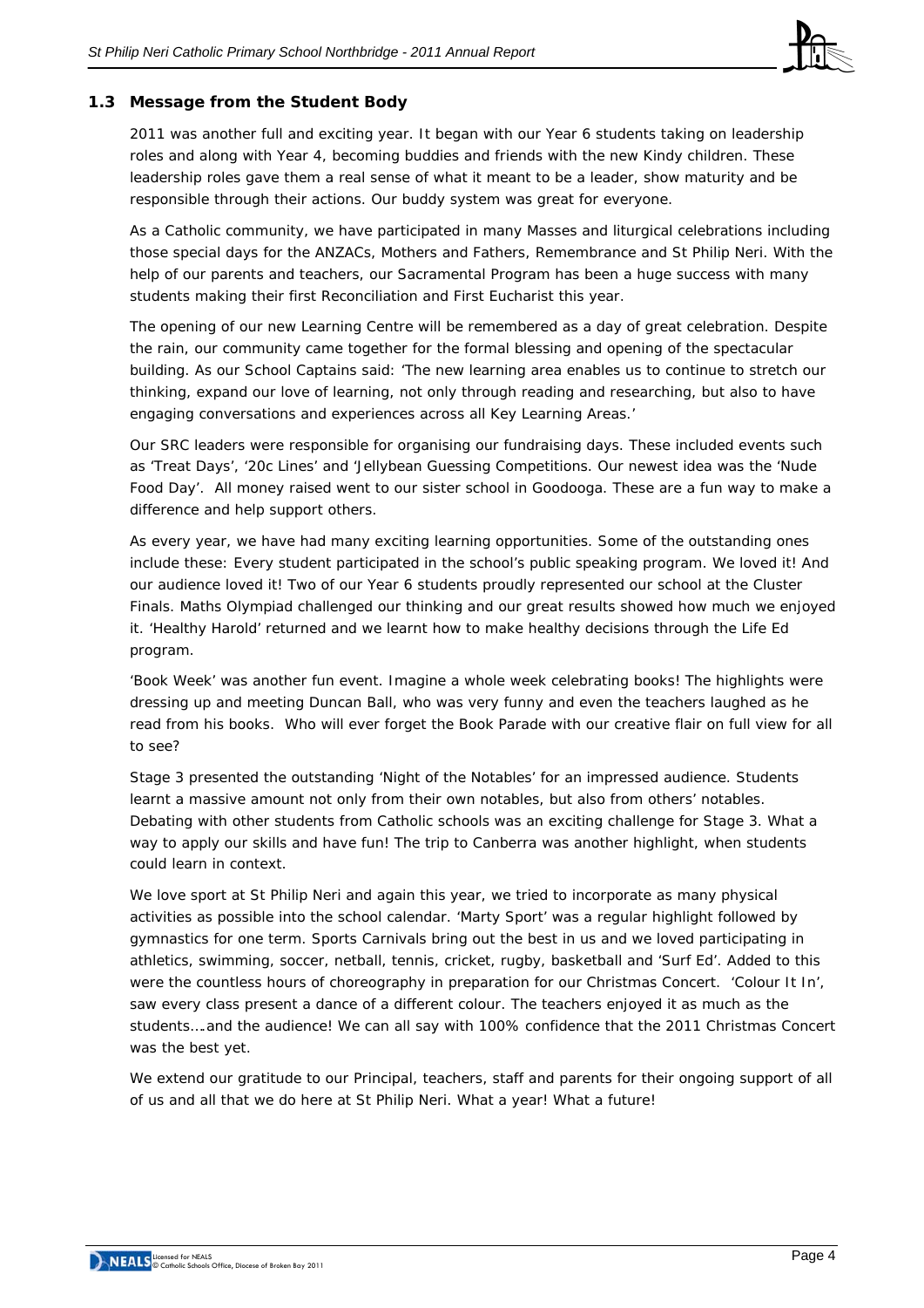### 1.3 Message from the Student Body

2011 was another full and exciting year. It began with our Year 6 students taking on leadership roles and along with Year 4, becoming buddies and friends with the new Kindy children. These leadership roles gave them a real sense of what it meant to be a leader, show maturity and be responsible through their actions. Our buddy system was great for everyone.

As a Catholic community, we have participated in many Masses and liturgical celebrations including those special days for the ANZACs, Mothers and Fathers, Remembrance and St Philip Neri. With the help of our parents and teachers, our Sacramental Program has been a huge success with many students making their first Reconciliation and First Eucharist this year.

The opening of our new Learning Centre will be remembered as a day of great celebration. Despite the rain, our community came together for the formal blessing and opening of the spectacular building. As our School Captains said: 'The new learning area enables us to continue to stretch our thinking, expand our love of learning, not only through reading and researching, but also to have engaging conversations and experiences across all Key Learning Areas.'

Our SRC leaders were responsible for organising our fundraising days. These included events such as 'Treat Days', '20c Lines' and 'Jellybean Guessing Competitions. Our newest idea was the 'Nude Food Day'. All money raised went to our sister school in Goodooga. These are a fun way to make a difference and help support others.

As every year, we have had many exciting learning opportunities. Some of the outstanding ones include these: Every student participated in the school's public speaking program. We loved it! And our audience loved it! Two of our Year 6 students proudly represented our school at the Cluster Finals. Maths Olympiad challenged our thinking and our great results showed how much we enjoyed it. 'Healthy Harold' returned and we learnt how to make healthy decisions through the Life Ed program.

'Book Week' was another fun event. Imagine a whole week celebrating books! The highlights were dressing up and meeting Duncan Ball, who was very funny and even the teachers laughed as he read from his books. Who will ever forget the Book Parade with our creative flair on full view for all to see?

Stage 3 presented the outstanding 'Night of the Notables' for an impressed audience. Students learnt a massive amount not only from their own notables, but also from others' notables. Debating with other students from Catholic schools was an exciting challenge for Stage 3. What a way to apply our skills and have fun! The trip to Canberra was another highlight, when students could learn in context.

We love sport at St Philip Neri and again this year, we tried to incorporate as many physical activities as possible into the school calendar. 'Marty Sport' was a regular highlight followed by gymnastics for one term. Sports Carnivals bring out the best in us and we loved participating in athletics, swimming, soccer, netball, tennis, cricket, rugby, basketball and 'Surf Ed'. Added to this were the countless hours of choreography in preparation for our Christmas Concert. 'Colour It In', saw every class present a dance of a different colour. The teachers enjoyed it as much as the students….and the audience! We can all say with 100% confidence that the 2011 Christmas Concert was the best yet.

We extend our gratitude to our Principal, teachers, staff and parents for their ongoing support of all of us and all that we do here at St Philip Neri. What a year! What a future!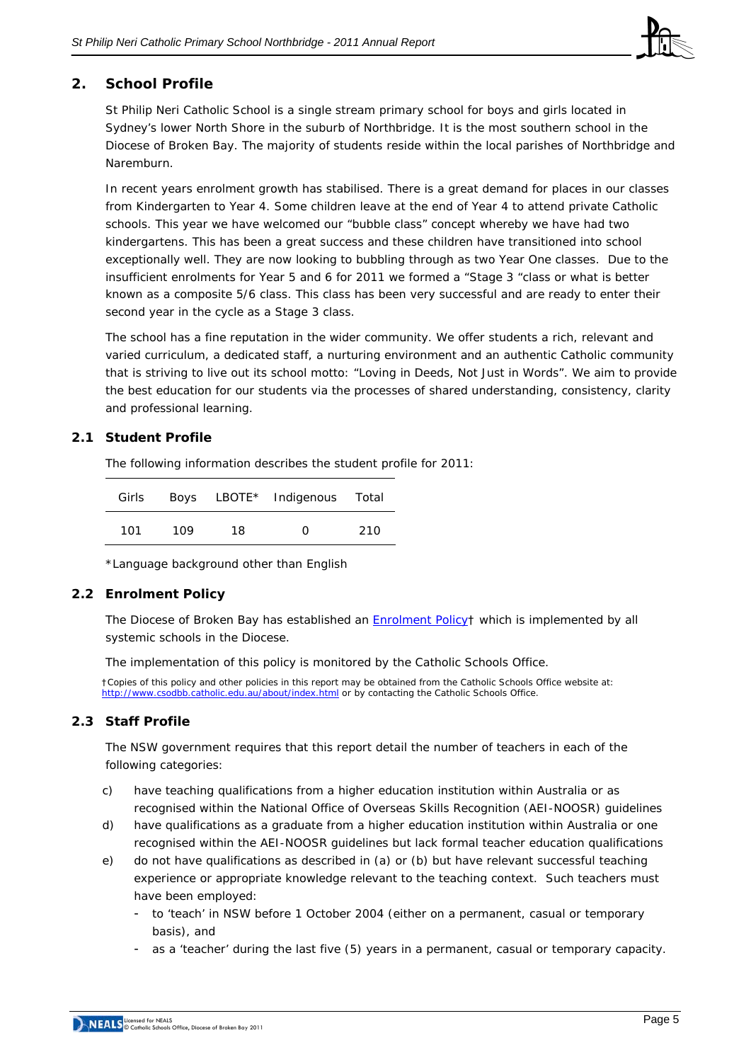## 2. School Profile

St Philip Neri Catholic School is a single stream primary school for boys and girls located in Sydney's lower North Shore in the suburb of Northbridge. It is the most southern school in the Diocese of Broken Bay. The majority of students reside within the local parishes of Northbridge and Naremburn.

In recent years enrolment growth has stabilised. There is a great demand for places in our classes from Kindergarten to Year 4. Some children leave at the end of Year 4 to attend private Catholic schools. This year we have welcomed our "bubble class" concept whereby we have had two kindergartens. This has been a great success and these children have transitioned into school exceptionally well. They are now looking to bubbling through as two Year One classes. Due to the insufficient enrolments for Year 5 and 6 for 2011 we formed a "Stage 3 "class or what is better known as a composite 5/6 class. This class has been very successful and are ready to enter their second year in the cycle as a Stage 3 class.

The school has a fine reputation in the wider community. We offer students a rich, relevant and varied curriculum, a dedicated staff, a nurturing environment and an authentic Catholic community that is striving to live out its school motto: "Loving in Deeds, Not Just in Words". We aim to provide the best education for our students via the processes of shared understanding, consistency, clarity and professional learning.

### 2.1 Student Profile

The following information describes the student profile for 2011:

| Girls | Boys | LBOTE* | Indigenous | Total |
|---|---|---|---|---|
| 101 | 109 | 18 | 0 | 210 |

*Language background other than English

### 2.2 Enrolment Policy

The Diocese of Broken Bay has established an Enrolment Policy† which is implemented by all systemic schools in the Diocese.

The implementation of this policy is monitored by the Catholic Schools Office.

†Copies of this policy and other policies in this report may be obtained from the Catholic Schools Office website at: http://www.csodbb.catholic.edu.au/about/index.html or by contacting the Catholic Schools Office.

### 2.3 Staff Profile

The NSW government requires that this report detail the number of teachers in each of the following categories:

c) have teaching qualifications from a higher education institution within Australia or as recognised within the National Office of Overseas Skills Recognition (AEI-NOOSR) guidelines

d) have qualifications as a graduate from a higher education institution within Australia or one recognised within the AEI-NOOSR guidelines but lack formal teacher education qualifications

e) do not have qualifications as described in (a) or (b) but have relevant successful teaching experience or appropriate knowledge relevant to the teaching context. Such teachers must have been employed:
   - to 'teach' in NSW before 1 October 2004 (either on a permanent, casual or temporary basis), and
   - as a 'teacher' during the last five (5) years in a permanent, casual or temporary capacity.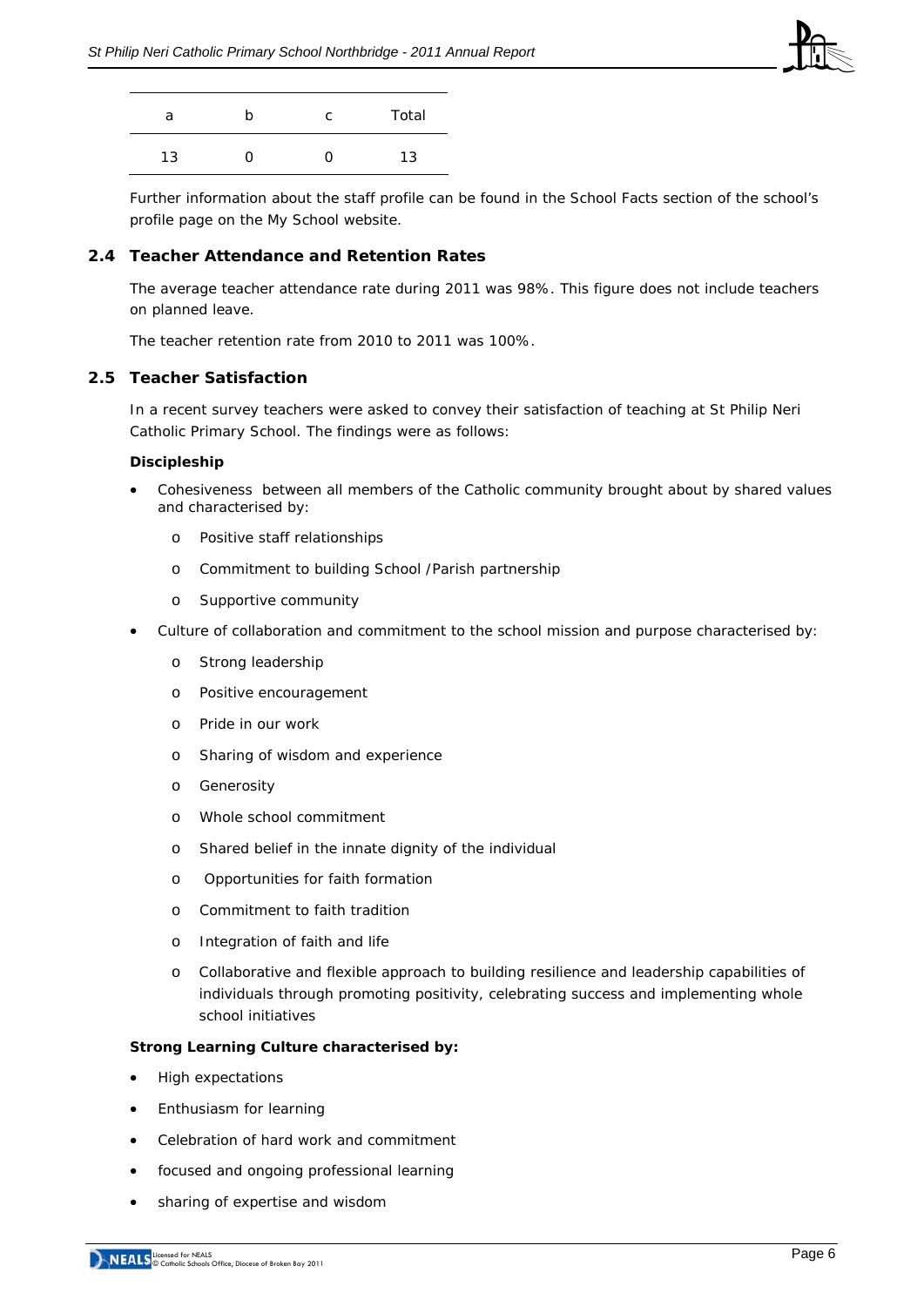| a | b | c | Total |
|---|---|---|---|
| 13 | 0 | 0 | 13 |

Further information about the staff profile can be found in the School Facts section of the school's profile page on the My School website.

## 2.4 Teacher Attendance and Retention Rates

The average teacher attendance rate during 2011 was 98%. This figure does not include teachers on planned leave.

The teacher retention rate from 2010 to 2011 was 100%.

## 2.5 Teacher Satisfaction

In a recent survey teachers were asked to convey their satisfaction of teaching at St Philip Neri Catholic Primary School. The findings were as follows:

**Discipleship**

- Cohesiveness between all members of the Catholic community brought about by shared values and characterised by:
  - Positive staff relationships
  - Commitment to building School /Parish partnership
  - Supportive community
- Culture of collaboration and commitment to the school mission and purpose characterised by:
  - Strong leadership
  - Positive encouragement
  - Pride in our work
  - Sharing of wisdom and experience
  - Generosity
  - Whole school commitment
  - Shared belief in the innate dignity of the individual
  - Opportunities for faith formation
  - Commitment to faith tradition
  - Integration of faith and life
  - Collaborative and flexible approach to building resilience and leadership capabilities of individuals through promoting positivity, celebrating success and implementing whole school initiatives

**Strong Learning Culture characterised by:**

- High expectations
- Enthusiasm for learning
- Celebration of hard work and commitment
- focused and ongoing professional learning
- sharing of expertise and wisdom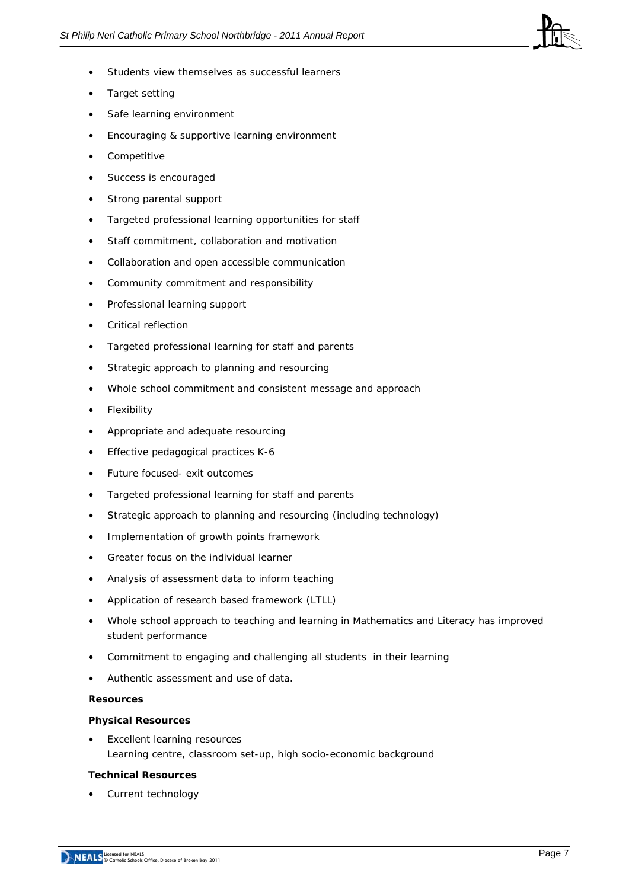- Students view themselves as successful learners
- Target setting
- Safe learning environment
- Encouraging & supportive learning environment
- Competitive
- Success is encouraged
- Strong parental support
- Targeted professional learning opportunities for staff
- Staff commitment, collaboration and motivation
- Collaboration and open accessible communication
- Community commitment and responsibility
- Professional learning support
- Critical reflection
- Targeted professional learning for staff and parents
- Strategic approach to planning and resourcing
- Whole school commitment and consistent message and approach
- Flexibility
- Appropriate and adequate resourcing
- Effective pedagogical practices K-6
- Future focused- exit outcomes
- Targeted professional learning for staff and parents
- Strategic approach to planning and resourcing (including technology)
- Implementation of growth points framework
- Greater focus on the individual learner
- Analysis of assessment data to inform teaching
- Application of research based framework (LTLL)
- Whole school approach to teaching and learning in Mathematics and Literacy has improved student performance
- Commitment to engaging and challenging all students in their learning
- Authentic assessment and use of data.

**Resources**

**Physical Resources**

- Excellent learning resources
  Learning centre, classroom set-up, high socio-economic background

**Technical Resources**

- Current technology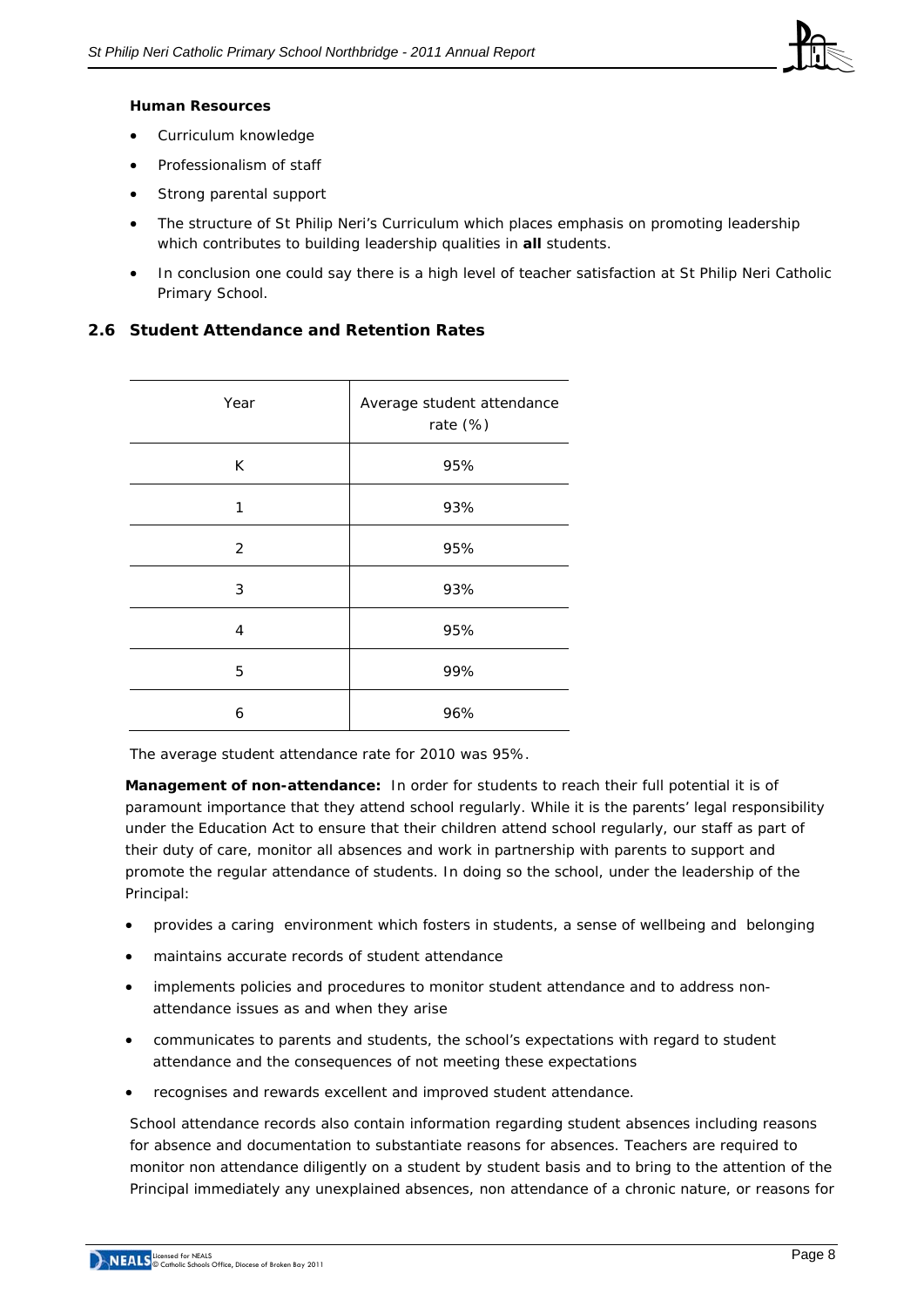**Human Resources**

- Curriculum knowledge
- Professionalism of staff
- Strong parental support
- The structure of St Philip Neri's Curriculum which places emphasis on promoting leadership which contributes to building leadership qualities in **all** students.
- In conclusion one could say there is a high level of teacher satisfaction at St Philip Neri Catholic Primary School.

## 2.6 Student Attendance and Retention Rates

| Year | Average student attendance rate (%) |
|---|---|
| K | 95% |
| 1 | 93% |
| 2 | 95% |
| 3 | 93% |
| 4 | 95% |
| 5 | 99% |
| 6 | 96% |

The average student attendance rate for 2010 was 95%.

**Management of non-attendance:** In order for students to reach their full potential it is of paramount importance that they attend school regularly. While it is the parents' legal responsibility under the Education Act to ensure that their children attend school regularly, our staff as part of their duty of care, monitor all absences and work in partnership with parents to support and promote the regular attendance of students. In doing so the school, under the leadership of the Principal:

- provides a caring environment which fosters in students, a sense of wellbeing and belonging
- maintains accurate records of student attendance
- implements policies and procedures to monitor student attendance and to address non-attendance issues as and when they arise
- communicates to parents and students, the school's expectations with regard to student attendance and the consequences of not meeting these expectations
- recognises and rewards excellent and improved student attendance.

School attendance records also contain information regarding student absences including reasons for absence and documentation to substantiate reasons for absences. Teachers are required to monitor non attendance diligently on a student by student basis and to bring to the attention of the Principal immediately any unexplained absences, non attendance of a chronic nature, or reasons for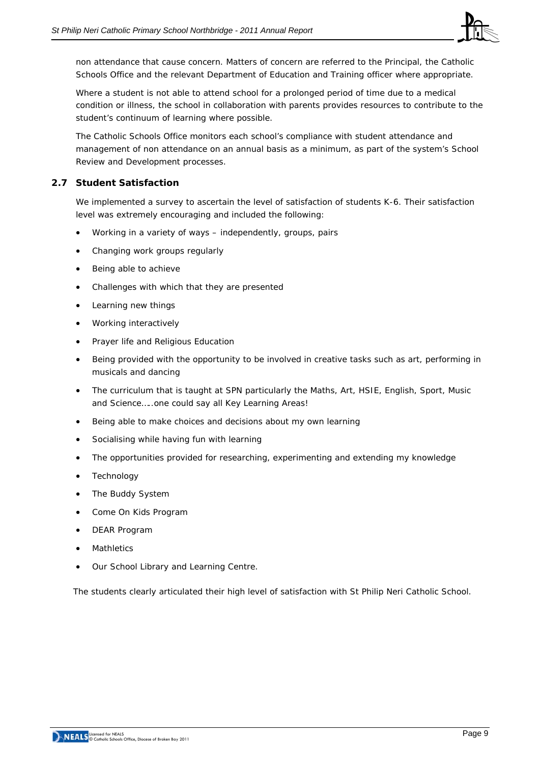non attendance that cause concern. Matters of concern are referred to the Principal, the Catholic Schools Office and the relevant Department of Education and Training officer where appropriate.

Where a student is not able to attend school for a prolonged period of time due to a medical condition or illness, the school in collaboration with parents provides resources to contribute to the student's continuum of learning where possible.

The Catholic Schools Office monitors each school's compliance with student attendance and management of non attendance on an annual basis as a minimum, as part of the system's School Review and Development processes.

## 2.7 Student Satisfaction

We implemented a survey to ascertain the level of satisfaction of students K-6. Their satisfaction level was extremely encouraging and included the following:

- Working in a variety of ways – independently, groups, pairs
- Changing work groups regularly
- Being able to achieve
- Challenges with which that they are presented
- Learning new things
- Working interactively
- Prayer life and Religious Education
- Being provided with the opportunity to be involved in creative tasks such as art, performing in musicals and dancing
- The curriculum that is taught at SPN particularly the Maths, Art, HSIE, English, Sport, Music and Science…..one could say all Key Learning Areas!
- Being able to make choices and decisions about my own learning
- Socialising while having fun with learning
- The opportunities provided for researching, experimenting and extending my knowledge
- Technology
- The Buddy System
- Come On Kids Program
- DEAR Program
- Mathletics
- Our School Library and Learning Centre.

The students clearly articulated their high level of satisfaction with St Philip Neri Catholic School.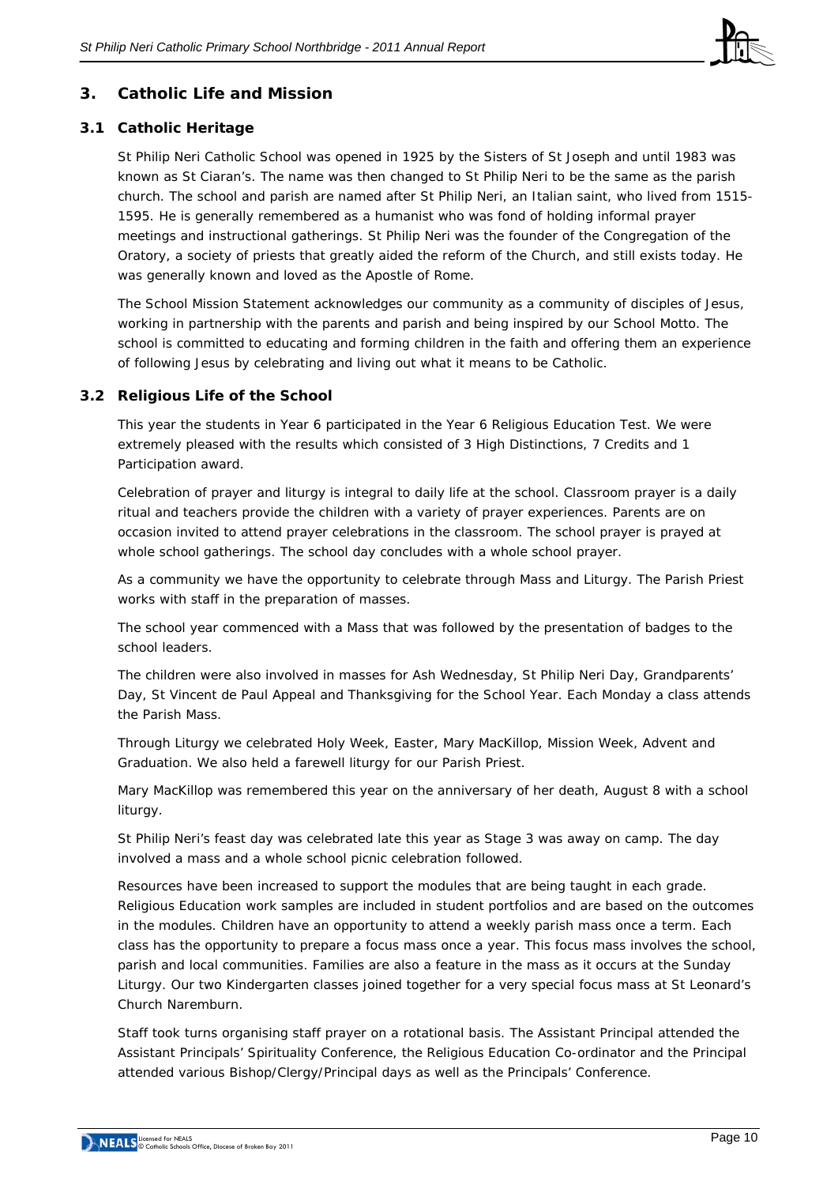## 3. Catholic Life and Mission

### 3.1 Catholic Heritage

St Philip Neri Catholic School was opened in 1925 by the Sisters of St Joseph and until 1983 was known as St Ciaran's. The name was then changed to St Philip Neri to be the same as the parish church. The school and parish are named after St Philip Neri, an Italian saint, who lived from 1515-1595. He is generally remembered as a humanist who was fond of holding informal prayer meetings and instructional gatherings. St Philip Neri was the founder of the Congregation of the Oratory, a society of priests that greatly aided the reform of the Church, and still exists today. He was generally known and loved as the Apostle of Rome.

The School Mission Statement acknowledges our community as a community of disciples of Jesus, working in partnership with the parents and parish and being inspired by our School Motto. The school is committed to educating and forming children in the faith and offering them an experience of following Jesus by celebrating and living out what it means to be Catholic.

### 3.2 Religious Life of the School

This year the students in Year 6 participated in the Year 6 Religious Education Test. We were extremely pleased with the results which consisted of 3 High Distinctions, 7 Credits and 1 Participation award.

Celebration of prayer and liturgy is integral to daily life at the school. Classroom prayer is a daily ritual and teachers provide the children with a variety of prayer experiences. Parents are on occasion invited to attend prayer celebrations in the classroom. The school prayer is prayed at whole school gatherings. The school day concludes with a whole school prayer.

As a community we have the opportunity to celebrate through Mass and Liturgy. The Parish Priest works with staff in the preparation of masses.

The school year commenced with a Mass that was followed by the presentation of badges to the school leaders.

The children were also involved in masses for Ash Wednesday, St Philip Neri Day, Grandparents' Day, St Vincent de Paul Appeal and Thanksgiving for the School Year. Each Monday a class attends the Parish Mass.

Through Liturgy we celebrated Holy Week, Easter, Mary MacKillop, Mission Week, Advent and Graduation. We also held a farewell liturgy for our Parish Priest.

Mary MacKillop was remembered this year on the anniversary of her death, August 8 with a school liturgy.

St Philip Neri's feast day was celebrated late this year as Stage 3 was away on camp. The day involved a mass and a whole school picnic celebration followed.

Resources have been increased to support the modules that are being taught in each grade. Religious Education work samples are included in student portfolios and are based on the outcomes in the modules. Children have an opportunity to attend a weekly parish mass once a term. Each class has the opportunity to prepare a focus mass once a year. This focus mass involves the school, parish and local communities. Families are also a feature in the mass as it occurs at the Sunday Liturgy. Our two Kindergarten classes joined together for a very special focus mass at St Leonard's Church Naremburn.

Staff took turns organising staff prayer on a rotational basis. The Assistant Principal attended the Assistant Principals' Spirituality Conference, the Religious Education Co-ordinator and the Principal attended various Bishop/Clergy/Principal days as well as the Principals' Conference.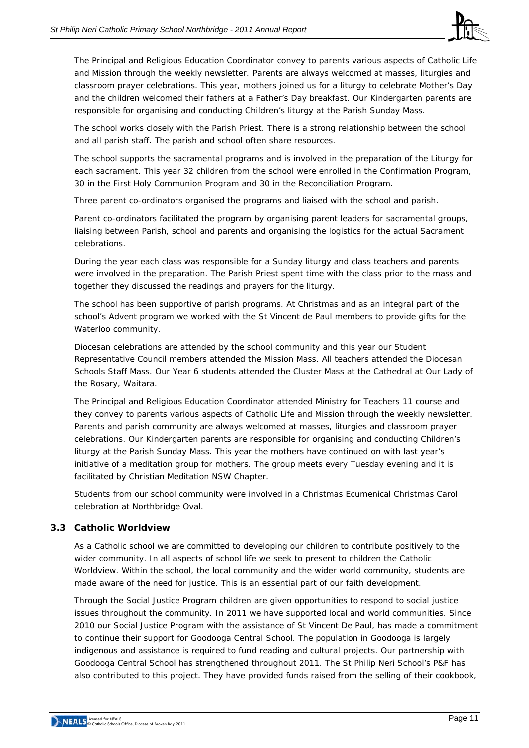The Principal and Religious Education Coordinator convey to parents various aspects of Catholic Life and Mission through the weekly newsletter. Parents are always welcomed at masses, liturgies and classroom prayer celebrations. This year, mothers joined us for a liturgy to celebrate Mother's Day and the children welcomed their fathers at a Father's Day breakfast. Our Kindergarten parents are responsible for organising and conducting Children's liturgy at the Parish Sunday Mass.

The school works closely with the Parish Priest. There is a strong relationship between the school and all parish staff. The parish and school often share resources.

The school supports the sacramental programs and is involved in the preparation of the Liturgy for each sacrament. This year 32 children from the school were enrolled in the Confirmation Program, 30 in the First Holy Communion Program and 30 in the Reconciliation Program.

Three parent co-ordinators organised the programs and liaised with the school and parish.

Parent co-ordinators facilitated the program by organising parent leaders for sacramental groups, liaising between Parish, school and parents and organising the logistics for the actual Sacrament celebrations.

During the year each class was responsible for a Sunday liturgy and class teachers and parents were involved in the preparation. The Parish Priest spent time with the class prior to the mass and together they discussed the readings and prayers for the liturgy.

The school has been supportive of parish programs. At Christmas and as an integral part of the school's Advent program we worked with the St Vincent de Paul members to provide gifts for the Waterloo community.

Diocesan celebrations are attended by the school community and this year our Student Representative Council members attended the Mission Mass. All teachers attended the Diocesan Schools Staff Mass. Our Year 6 students attended the Cluster Mass at the Cathedral at Our Lady of the Rosary, Waitara.

The Principal and Religious Education Coordinator attended Ministry for Teachers 11 course and they convey to parents various aspects of Catholic Life and Mission through the weekly newsletter. Parents and parish community are always welcomed at masses, liturgies and classroom prayer celebrations. Our Kindergarten parents are responsible for organising and conducting Children's liturgy at the Parish Sunday Mass. This year the mothers have continued on with last year's initiative of a meditation group for mothers. The group meets every Tuesday evening and it is facilitated by Christian Meditation NSW Chapter.

Students from our school community were involved in a Christmas Ecumenical Christmas Carol celebration at Northbridge Oval.

### 3.3 Catholic Worldview

As a Catholic school we are committed to developing our children to contribute positively to the wider community. In all aspects of school life we seek to present to children the Catholic Worldview. Within the school, the local community and the wider world community, students are made aware of the need for justice. This is an essential part of our faith development.

Through the Social Justice Program children are given opportunities to respond to social justice issues throughout the community. In 2011 we have supported local and world communities. Since 2010 our Social Justice Program with the assistance of St Vincent De Paul, has made a commitment to continue their support for Goodooga Central School. The population in Goodooga is largely indigenous and assistance is required to fund reading and cultural projects. Our partnership with Goodooga Central School has strengthened throughout 2011. The St Philip Neri School's P&F has also contributed to this project. They have provided funds raised from the selling of their cookbook,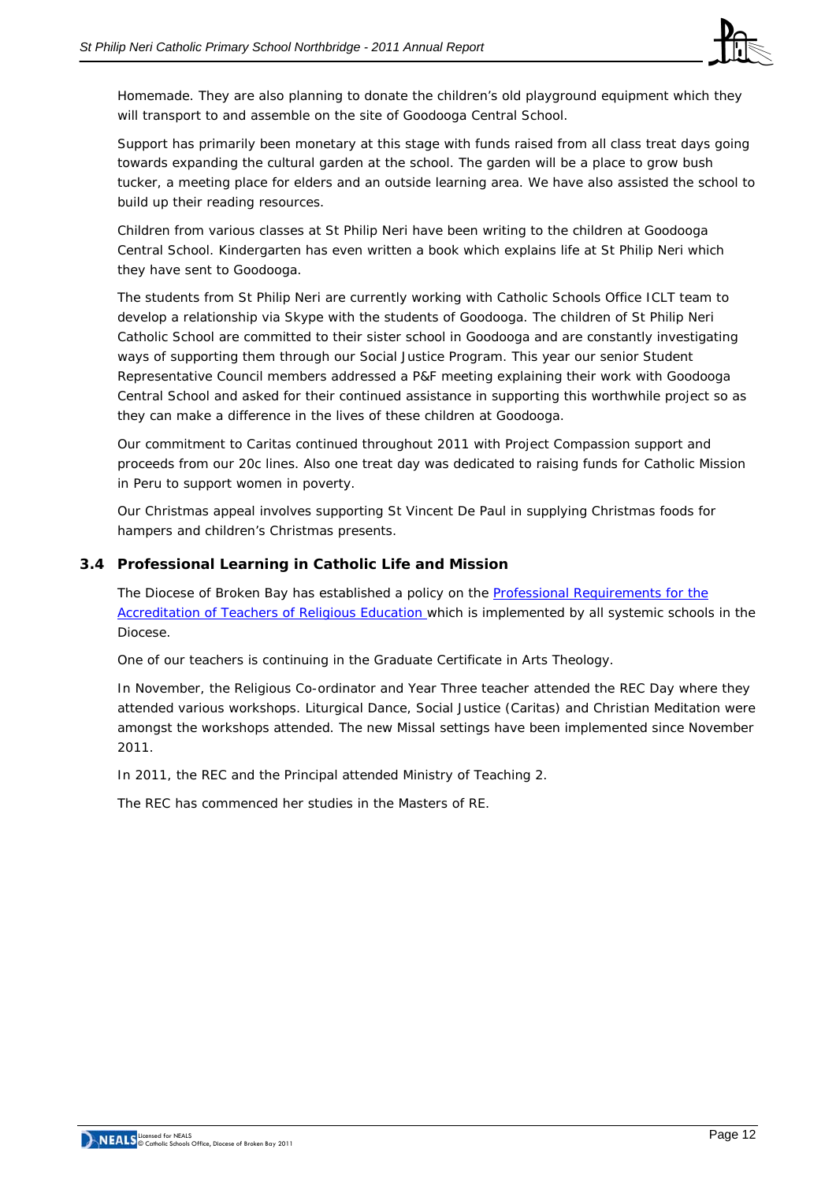Homemade. They are also planning to donate the children's old playground equipment which they will transport to and assemble on the site of Goodooga Central School.

Support has primarily been monetary at this stage with funds raised from all class treat days going towards expanding the cultural garden at the school. The garden will be a place to grow bush tucker, a meeting place for elders and an outside learning area. We have also assisted the school to build up their reading resources.

Children from various classes at St Philip Neri have been writing to the children at Goodooga Central School. Kindergarten has even written a book which explains life at St Philip Neri which they have sent to Goodooga.

The students from St Philip Neri are currently working with Catholic Schools Office ICLT team to develop a relationship via Skype with the students of Goodooga. The children of St Philip Neri Catholic School are committed to their sister school in Goodooga and are constantly investigating ways of supporting them through our Social Justice Program. This year our senior Student Representative Council members addressed a P&F meeting explaining their work with Goodooga Central School and asked for their continued assistance in supporting this worthwhile project so as they can make a difference in the lives of these children at Goodooga.

Our commitment to Caritas continued throughout 2011 with Project Compassion support and proceeds from our 20c lines. Also one treat day was dedicated to raising funds for Catholic Mission in Peru to support women in poverty.

Our Christmas appeal involves supporting St Vincent De Paul in supplying Christmas foods for hampers and children's Christmas presents.

## 3.4 Professional Learning in Catholic Life and Mission

The Diocese of Broken Bay has established a policy on the Professional Requirements for the Accreditation of Teachers of Religious Education which is implemented by all systemic schools in the Diocese.

One of our teachers is continuing in the Graduate Certificate in Arts Theology.

In November, the Religious Co-ordinator and Year Three teacher attended the REC Day where they attended various workshops. Liturgical Dance, Social Justice (Caritas) and Christian Meditation were amongst the workshops attended. The new Missal settings have been implemented since November 2011.

In 2011, the REC and the Principal attended Ministry of Teaching 2.

The REC has commenced her studies in the Masters of RE.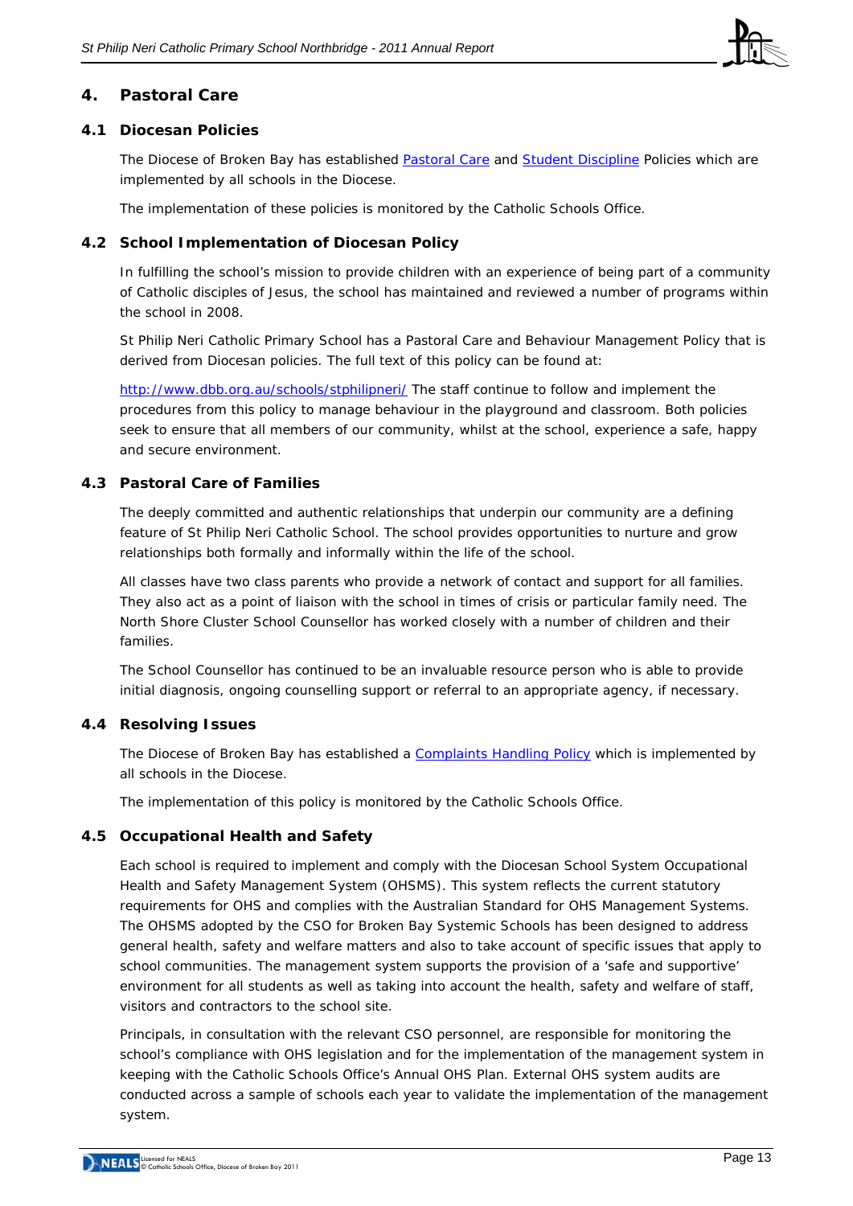## 4. Pastoral Care

### 4.1 Diocesan Policies

The Diocese of Broken Bay has established Pastoral Care and Student Discipline Policies which are implemented by all schools in the Diocese.

The implementation of these policies is monitored by the Catholic Schools Office.

### 4.2 School Implementation of Diocesan Policy

In fulfilling the school's mission to provide children with an experience of being part of a community of Catholic disciples of Jesus, the school has maintained and reviewed a number of programs within the school in 2008.

St Philip Neri Catholic Primary School has a Pastoral Care and Behaviour Management Policy that is derived from Diocesan policies. The full text of this policy can be found at:

http://www.dbb.org.au/schools/stphilipneri/ The staff continue to follow and implement the procedures from this policy to manage behaviour in the playground and classroom. Both policies seek to ensure that all members of our community, whilst at the school, experience a safe, happy and secure environment.

### 4.3 Pastoral Care of Families

The deeply committed and authentic relationships that underpin our community are a defining feature of St Philip Neri Catholic School. The school provides opportunities to nurture and grow relationships both formally and informally within the life of the school.

All classes have two class parents who provide a network of contact and support for all families. They also act as a point of liaison with the school in times of crisis or particular family need. The North Shore Cluster School Counsellor has worked closely with a number of children and their families.

The School Counsellor has continued to be an invaluable resource person who is able to provide initial diagnosis, ongoing counselling support or referral to an appropriate agency, if necessary.

### 4.4 Resolving Issues

The Diocese of Broken Bay has established a Complaints Handling Policy which is implemented by all schools in the Diocese.

The implementation of this policy is monitored by the Catholic Schools Office.

### 4.5 Occupational Health and Safety

Each school is required to implement and comply with the Diocesan School System Occupational Health and Safety Management System (OHSMS). This system reflects the current statutory requirements for OHS and complies with the Australian Standard for OHS Management Systems. The OHSMS adopted by the CSO for Broken Bay Systemic Schools has been designed to address general health, safety and welfare matters and also to take account of specific issues that apply to school communities. The management system supports the provision of a 'safe and supportive' environment for all students as well as taking into account the health, safety and welfare of staff, visitors and contractors to the school site.

Principals, in consultation with the relevant CSO personnel, are responsible for monitoring the school's compliance with OHS legislation and for the implementation of the management system in keeping with the Catholic Schools Office's Annual OHS Plan. External OHS system audits are conducted across a sample of schools each year to validate the implementation of the management system.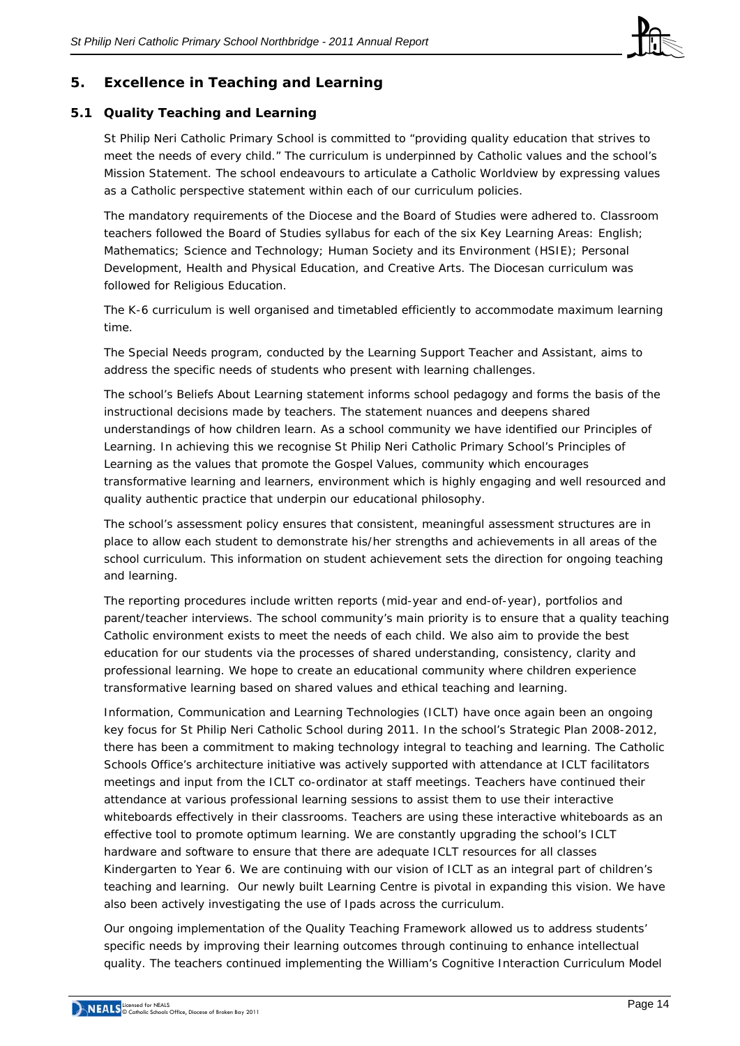## 5. Excellence in Teaching and Learning

### 5.1 Quality Teaching and Learning

St Philip Neri Catholic Primary School is committed to "providing quality education that strives to meet the needs of every child." The curriculum is underpinned by Catholic values and the school's Mission Statement. The school endeavours to articulate a Catholic Worldview by expressing values as a Catholic perspective statement within each of our curriculum policies.

The mandatory requirements of the Diocese and the Board of Studies were adhered to. Classroom teachers followed the Board of Studies syllabus for each of the six Key Learning Areas: English; Mathematics; Science and Technology; Human Society and its Environment (HSIE); Personal Development, Health and Physical Education, and Creative Arts. The Diocesan curriculum was followed for Religious Education.

The K-6 curriculum is well organised and timetabled efficiently to accommodate maximum learning time.

The Special Needs program, conducted by the Learning Support Teacher and Assistant, aims to address the specific needs of students who present with learning challenges.

The school's Beliefs About Learning statement informs school pedagogy and forms the basis of the instructional decisions made by teachers. The statement nuances and deepens shared understandings of how children learn. As a school community we have identified our Principles of Learning. In achieving this we recognise St Philip Neri Catholic Primary School's Principles of Learning as the values that promote the Gospel Values, community which encourages transformative learning and learners, environment which is highly engaging and well resourced and quality authentic practice that underpin our educational philosophy.

The school's assessment policy ensures that consistent, meaningful assessment structures are in place to allow each student to demonstrate his/her strengths and achievements in all areas of the school curriculum. This information on student achievement sets the direction for ongoing teaching and learning.

The reporting procedures include written reports (mid-year and end-of-year), portfolios and parent/teacher interviews. The school community's main priority is to ensure that a quality teaching Catholic environment exists to meet the needs of each child. We also aim to provide the best education for our students via the processes of shared understanding, consistency, clarity and professional learning. We hope to create an educational community where children experience transformative learning based on shared values and ethical teaching and learning.

Information, Communication and Learning Technologies (ICLT) have once again been an ongoing key focus for St Philip Neri Catholic School during 2011. In the school's Strategic Plan 2008-2012, there has been a commitment to making technology integral to teaching and learning. The Catholic Schools Office's architecture initiative was actively supported with attendance at ICLT facilitators meetings and input from the ICLT co-ordinator at staff meetings. Teachers have continued their attendance at various professional learning sessions to assist them to use their interactive whiteboards effectively in their classrooms. Teachers are using these interactive whiteboards as an effective tool to promote optimum learning. We are constantly upgrading the school's ICLT hardware and software to ensure that there are adequate ICLT resources for all classes Kindergarten to Year 6. We are continuing with our vision of ICLT as an integral part of children's teaching and learning. Our newly built Learning Centre is pivotal in expanding this vision. We have also been actively investigating the use of Ipads across the curriculum.

Our ongoing implementation of the Quality Teaching Framework allowed us to address students' specific needs by improving their learning outcomes through continuing to enhance intellectual quality. The teachers continued implementing the William's Cognitive Interaction Curriculum Model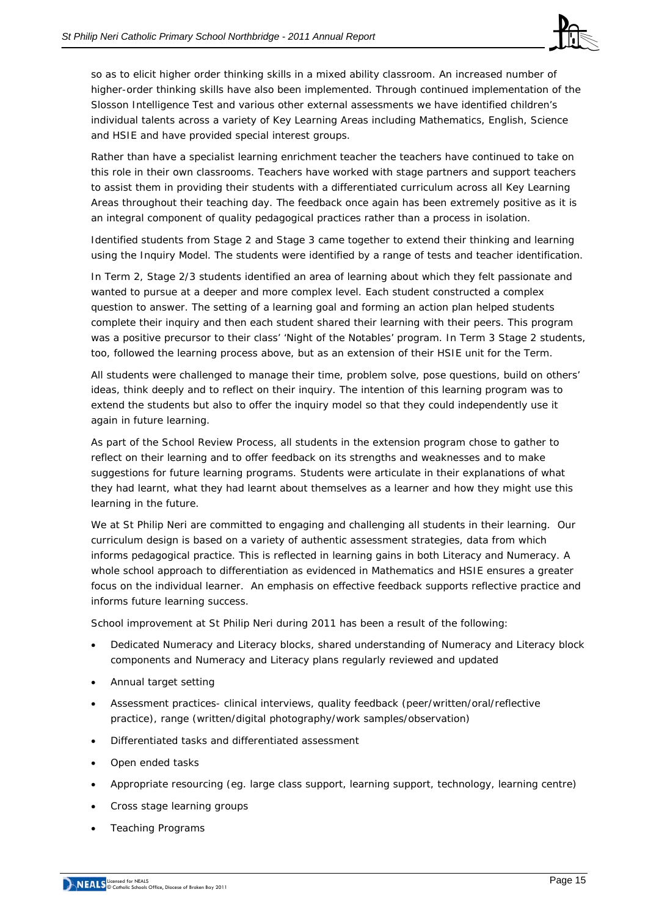so as to elicit higher order thinking skills in a mixed ability classroom. An increased number of higher-order thinking skills have also been implemented. Through continued implementation of the Slosson Intelligence Test and various other external assessments we have identified children's individual talents across a variety of Key Learning Areas including Mathematics, English, Science and HSIE and have provided special interest groups.

Rather than have a specialist learning enrichment teacher the teachers have continued to take on this role in their own classrooms. Teachers have worked with stage partners and support teachers to assist them in providing their students with a differentiated curriculum across all Key Learning Areas throughout their teaching day. The feedback once again has been extremely positive as it is an integral component of quality pedagogical practices rather than a process in isolation.

Identified students from Stage 2 and Stage 3 came together to extend their thinking and learning using the Inquiry Model. The students were identified by a range of tests and teacher identification.

In Term 2, Stage 2/3 students identified an area of learning about which they felt passionate and wanted to pursue at a deeper and more complex level. Each student constructed a complex question to answer. The setting of a learning goal and forming an action plan helped students complete their inquiry and then each student shared their learning with their peers. This program was a positive precursor to their class' 'Night of the Notables' program. In Term 3 Stage 2 students, too, followed the learning process above, but as an extension of their HSIE unit for the Term.

All students were challenged to manage their time, problem solve, pose questions, build on others' ideas, think deeply and to reflect on their inquiry. The intention of this learning program was to extend the students but also to offer the inquiry model so that they could independently use it again in future learning.

As part of the School Review Process, all students in the extension program chose to gather to reflect on their learning and to offer feedback on its strengths and weaknesses and to make suggestions for future learning programs. Students were articulate in their explanations of what they had learnt, what they had learnt about themselves as a learner and how they might use this learning in the future.

We at St Philip Neri are committed to engaging and challenging all students in their learning. Our curriculum design is based on a variety of authentic assessment strategies, data from which informs pedagogical practice. This is reflected in learning gains in both Literacy and Numeracy. A whole school approach to differentiation as evidenced in Mathematics and HSIE ensures a greater focus on the individual learner. An emphasis on effective feedback supports reflective practice and informs future learning success.

School improvement at St Philip Neri during 2011 has been a result of the following:

- Dedicated Numeracy and Literacy blocks, shared understanding of Numeracy and Literacy block components and Numeracy and Literacy plans regularly reviewed and updated
- Annual target setting
- Assessment practices- clinical interviews, quality feedback (peer/written/oral/reflective practice), range (written/digital photography/work samples/observation)
- Differentiated tasks and differentiated assessment
- Open ended tasks
- Appropriate resourcing (eg. large class support, learning support, technology, learning centre)
- Cross stage learning groups
- Teaching Programs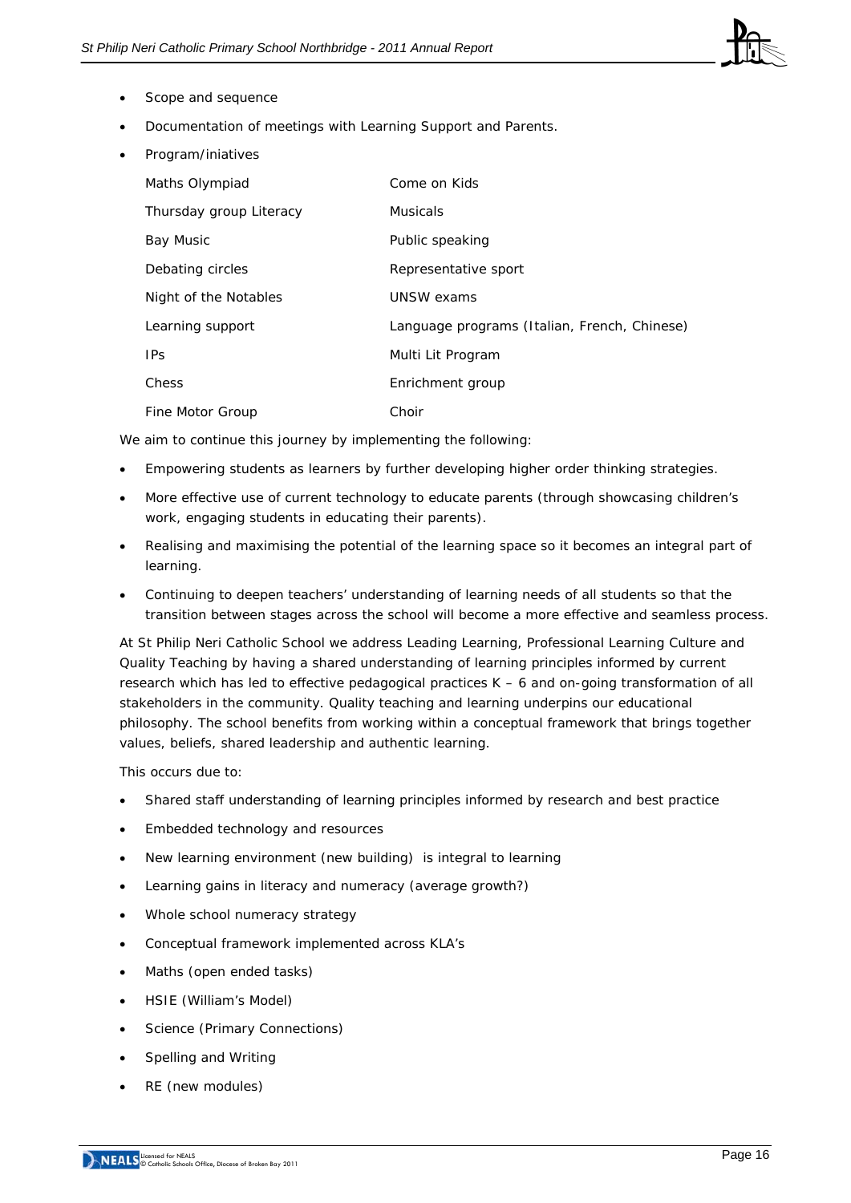- Scope and sequence
- Documentation of meetings with Learning Support and Parents.
- Program/iniatives

| | |
|---|---|
| Maths Olympiad | Come on Kids |
| Thursday group Literacy | Musicals |
| Bay Music | Public speaking |
| Debating circles | Representative sport |
| Night of the Notables | UNSW exams |
| Learning support | Language programs (Italian, French, Chinese) |
| IPs | Multi Lit Program |
| Chess | Enrichment group |
| Fine Motor Group | Choir |

We aim to continue this journey by implementing the following:

- Empowering students as learners by further developing higher order thinking strategies.
- More effective use of current technology to educate parents (through showcasing children's work, engaging students in educating their parents).
- Realising and maximising the potential of the learning space so it becomes an integral part of learning.
- Continuing to deepen teachers' understanding of learning needs of all students so that the transition between stages across the school will become a more effective and seamless process.

At St Philip Neri Catholic School we address Leading Learning, Professional Learning Culture and Quality Teaching by having a shared understanding of learning principles informed by current research which has led to effective pedagogical practices K – 6 and on-going transformation of all stakeholders in the community. Quality teaching and learning underpins our educational philosophy. The school benefits from working within a conceptual framework that brings together values, beliefs, shared leadership and authentic learning.

This occurs due to:

- Shared staff understanding of learning principles informed by research and best practice
- Embedded technology and resources
- New learning environment (new building) is integral to learning
- Learning gains in literacy and numeracy (average growth?)
- Whole school numeracy strategy
- Conceptual framework implemented across KLA's
- Maths (open ended tasks)
- HSIE (William's Model)
- Science (Primary Connections)
- Spelling and Writing
- RE (new modules)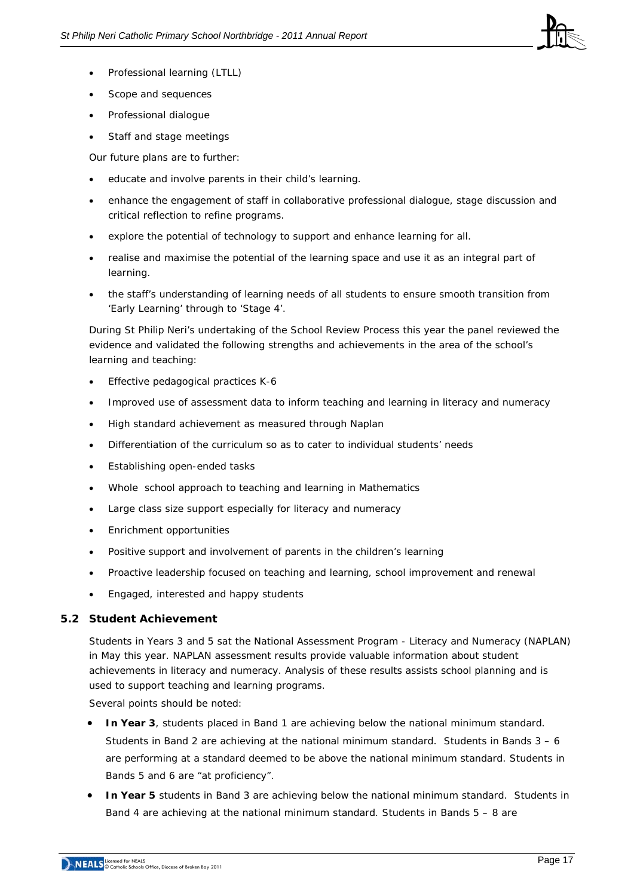- Professional learning (LTLL)
- Scope and sequences
- Professional dialogue
- Staff and stage meetings

Our future plans are to further:

- educate and involve parents in their child's learning.
- enhance the engagement of staff in collaborative professional dialogue, stage discussion and critical reflection to refine programs.
- explore the potential of technology to support and enhance learning for all.
- realise and maximise the potential of the learning space and use it as an integral part of learning.
- the staff's understanding of learning needs of all students to ensure smooth transition from 'Early Learning' through to 'Stage 4'.

During St Philip Neri's undertaking of the School Review Process this year the panel reviewed the evidence and validated the following strengths and achievements in the area of the school's learning and teaching:

- Effective pedagogical practices K-6
- Improved use of assessment data to inform teaching and learning in literacy and numeracy
- High standard achievement as measured through Naplan
- Differentiation of the curriculum so as to cater to individual students' needs
- Establishing open-ended tasks
- Whole school approach to teaching and learning in Mathematics
- Large class size support especially for literacy and numeracy
- Enrichment opportunities
- Positive support and involvement of parents in the children's learning
- Proactive leadership focused on teaching and learning, school improvement and renewal
- Engaged, interested and happy students

## 5.2 Student Achievement

Students in Years 3 and 5 sat the National Assessment Program - Literacy and Numeracy (NAPLAN) in May this year. NAPLAN assessment results provide valuable information about student achievements in literacy and numeracy. Analysis of these results assists school planning and is used to support teaching and learning programs.

Several points should be noted:

- **In Year 3**, students placed in Band 1 are achieving below the national minimum standard. Students in Band 2 are achieving at the national minimum standard. Students in Bands 3 – 6 are performing at a standard deemed to be above the national minimum standard. Students in Bands 5 and 6 are "at proficiency".
- **In Year 5** students in Band 3 are achieving below the national minimum standard. Students in Band 4 are achieving at the national minimum standard. Students in Bands 5 – 8 are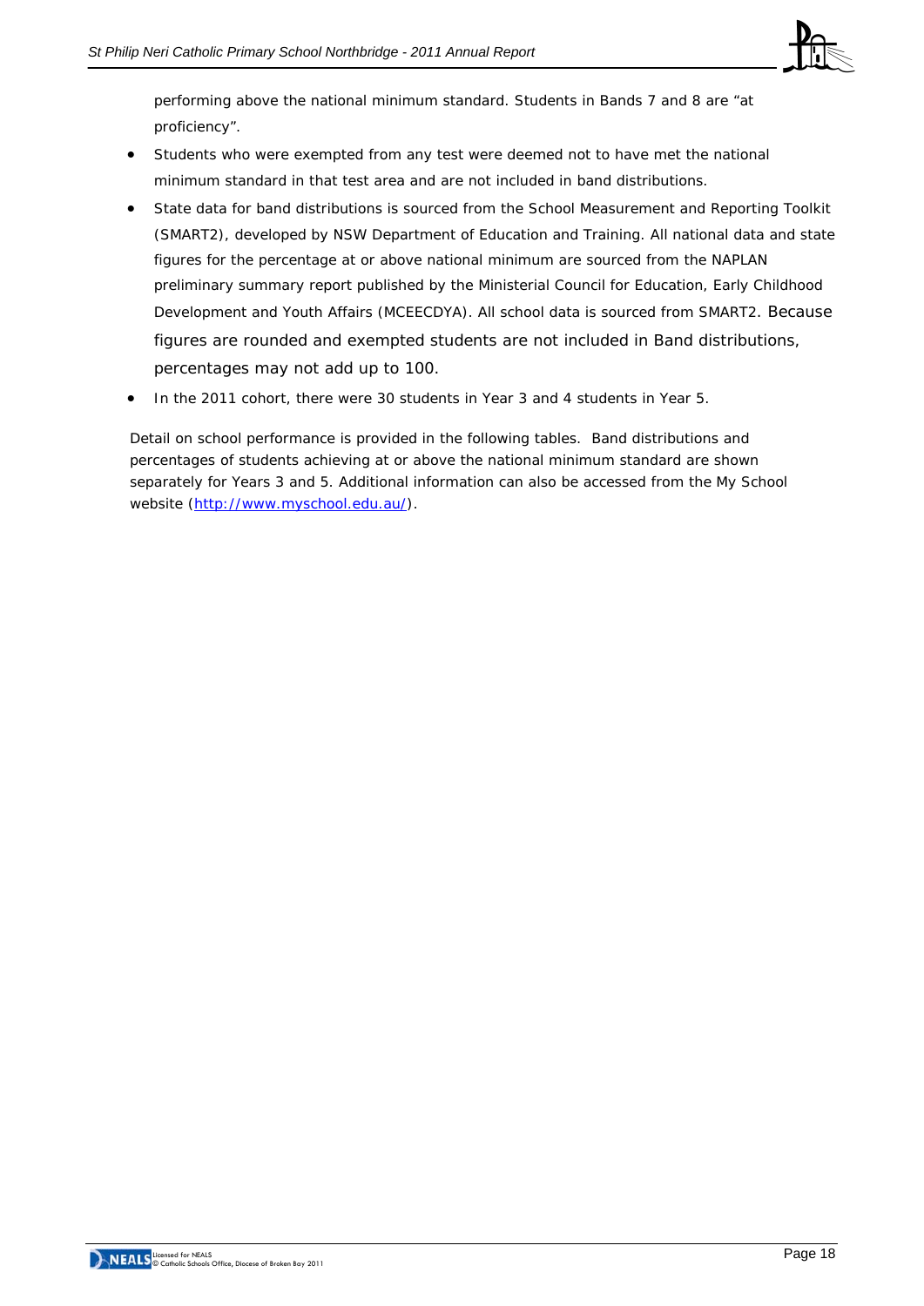performing above the national minimum standard. Students in Bands 7 and 8 are "at proficiency".

- Students who were exempted from any test were deemed not to have met the national minimum standard in that test area and are not included in band distributions.
- State data for band distributions is sourced from the School Measurement and Reporting Toolkit (SMART2), developed by NSW Department of Education and Training. All national data and state figures for the percentage at or above national minimum are sourced from the NAPLAN preliminary summary report published by the Ministerial Council for Education, Early Childhood Development and Youth Affairs (MCEECDYA). All school data is sourced from SMART2. Because figures are rounded and exempted students are not included in Band distributions, percentages may not add up to 100.
- In the 2011 cohort, there were 30 students in Year 3 and 4 students in Year 5.

Detail on school performance is provided in the following tables. Band distributions and percentages of students achieving at or above the national minimum standard are shown separately for Years 3 and 5. Additional information can also be accessed from the My School website (http://www.myschool.edu.au/).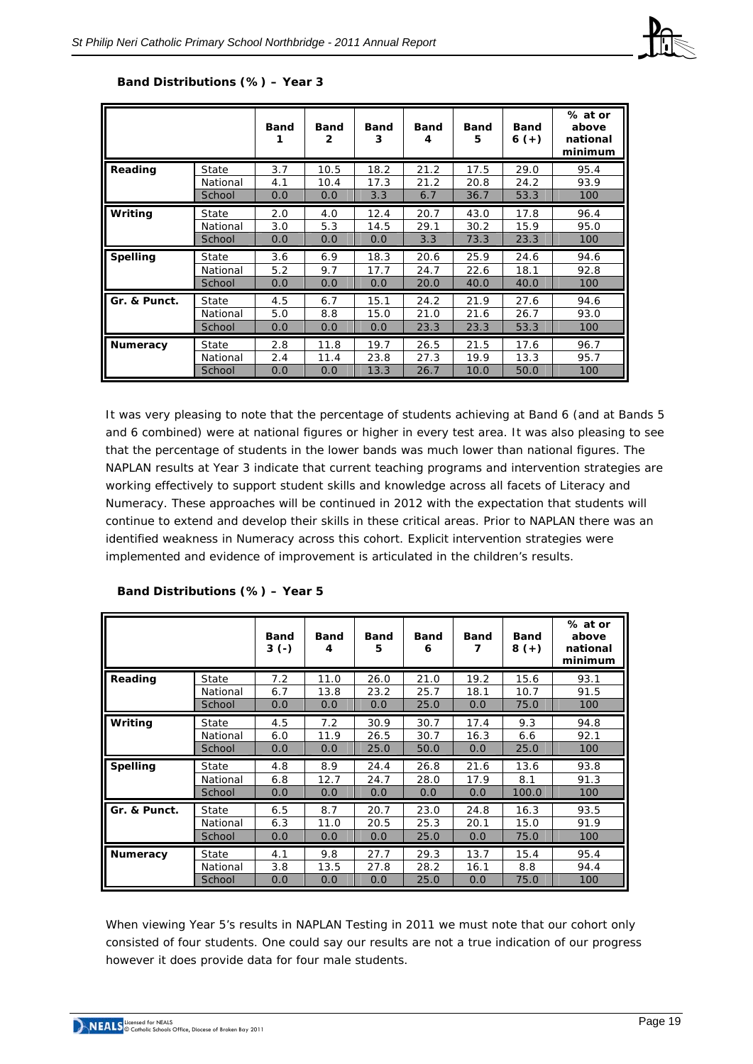**Band Distributions (%) – Year 3**

| | | Band 1 | Band 2 | Band 3 | Band 4 | Band 5 | Band 6 (+) | % at or above national minimum |
|---|---|---|---|---|---|---|---|---|
| **Reading** | State | 3.7 | 10.5 | 18.2 | 21.2 | 17.5 | 29.0 | 95.4 |
| | National | 4.1 | 10.4 | 17.3 | 21.2 | 20.8 | 24.2 | 93.9 |
| | School | 0.0 | 0.0 | 3.3 | 6.7 | 36.7 | 53.3 | 100 |
| **Writing** | State | 2.0 | 4.0 | 12.4 | 20.7 | 43.0 | 17.8 | 96.4 |
| | National | 3.0 | 5.3 | 14.5 | 29.1 | 30.2 | 15.9 | 95.0 |
| | School | 0.0 | 0.0 | 0.0 | 3.3 | 73.3 | 23.3 | 100 |
| **Spelling** | State | 3.6 | 6.9 | 18.3 | 20.6 | 25.9 | 24.6 | 94.6 |
| | National | 5.2 | 9.7 | 17.7 | 24.7 | 22.6 | 18.1 | 92.8 |
| | School | 0.0 | 0.0 | 0.0 | 20.0 | 40.0 | 40.0 | 100 |
| **Gr. & Punct.** | State | 4.5 | 6.7 | 15.1 | 24.2 | 21.9 | 27.6 | 94.6 |
| | National | 5.0 | 8.8 | 15.0 | 21.0 | 21.6 | 26.7 | 93.0 |
| | School | 0.0 | 0.0 | 0.0 | 23.3 | 23.3 | 53.3 | 100 |
| **Numeracy** | State | 2.8 | 11.8 | 19.7 | 26.5 | 21.5 | 17.6 | 96.7 |
| | National | 2.4 | 11.4 | 23.8 | 27.3 | 19.9 | 13.3 | 95.7 |
| | School | 0.0 | 0.0 | 13.3 | 26.7 | 10.0 | 50.0 | 100 |

It was very pleasing to note that the percentage of students achieving at Band 6 (and at Bands 5 and 6 combined) were at national figures or higher in every test area. It was also pleasing to see that the percentage of students in the lower bands was much lower than national figures. The NAPLAN results at Year 3 indicate that current teaching programs and intervention strategies are working effectively to support student skills and knowledge across all facets of Literacy and Numeracy. These approaches will be continued in 2012 with the expectation that students will continue to extend and develop their skills in these critical areas. Prior to NAPLAN there was an identified weakness in Numeracy across this cohort. Explicit intervention strategies were implemented and evidence of improvement is articulated in the children's results.

**Band Distributions (%) – Year 5**

| | | Band 3 (-) | Band 4 | Band 5 | Band 6 | Band 7 | Band 8 (+) | % at or above national minimum |
|---|---|---|---|---|---|---|---|---|
| **Reading** | State | 7.2 | 11.0 | 26.0 | 21.0 | 19.2 | 15.6 | 93.1 |
| | National | 6.7 | 13.8 | 23.2 | 25.7 | 18.1 | 10.7 | 91.5 |
| | School | 0.0 | 0.0 | 0.0 | 25.0 | 0.0 | 75.0 | 100 |
| **Writing** | State | 4.5 | 7.2 | 30.9 | 30.7 | 17.4 | 9.3 | 94.8 |
| | National | 6.0 | 11.9 | 26.5 | 30.7 | 16.3 | 6.6 | 92.1 |
| | School | 0.0 | 0.0 | 25.0 | 50.0 | 0.0 | 25.0 | 100 |
| **Spelling** | State | 4.8 | 8.9 | 24.4 | 26.8 | 21.6 | 13.6 | 93.8 |
| | National | 6.8 | 12.7 | 24.7 | 28.0 | 17.9 | 8.1 | 91.3 |
| | School | 0.0 | 0.0 | 0.0 | 0.0 | 0.0 | 100.0 | 100 |
| **Gr. & Punct.** | State | 6.5 | 8.7 | 20.7 | 23.0 | 24.8 | 16.3 | 93.5 |
| | National | 6.3 | 11.0 | 20.5 | 25.3 | 20.1 | 15.0 | 91.9 |
| | School | 0.0 | 0.0 | 0.0 | 25.0 | 0.0 | 75.0 | 100 |
| **Numeracy** | State | 4.1 | 9.8 | 27.7 | 29.3 | 13.7 | 15.4 | 95.4 |
| | National | 3.8 | 13.5 | 27.8 | 28.2 | 16.1 | 8.8 | 94.4 |
| | School | 0.0 | 0.0 | 0.0 | 25.0 | 0.0 | 75.0 | 100 |

When viewing Year 5's results in NAPLAN Testing in 2011 we must note that our cohort only consisted of four students. One could say our results are not a true indication of our progress however it does provide data for four male students.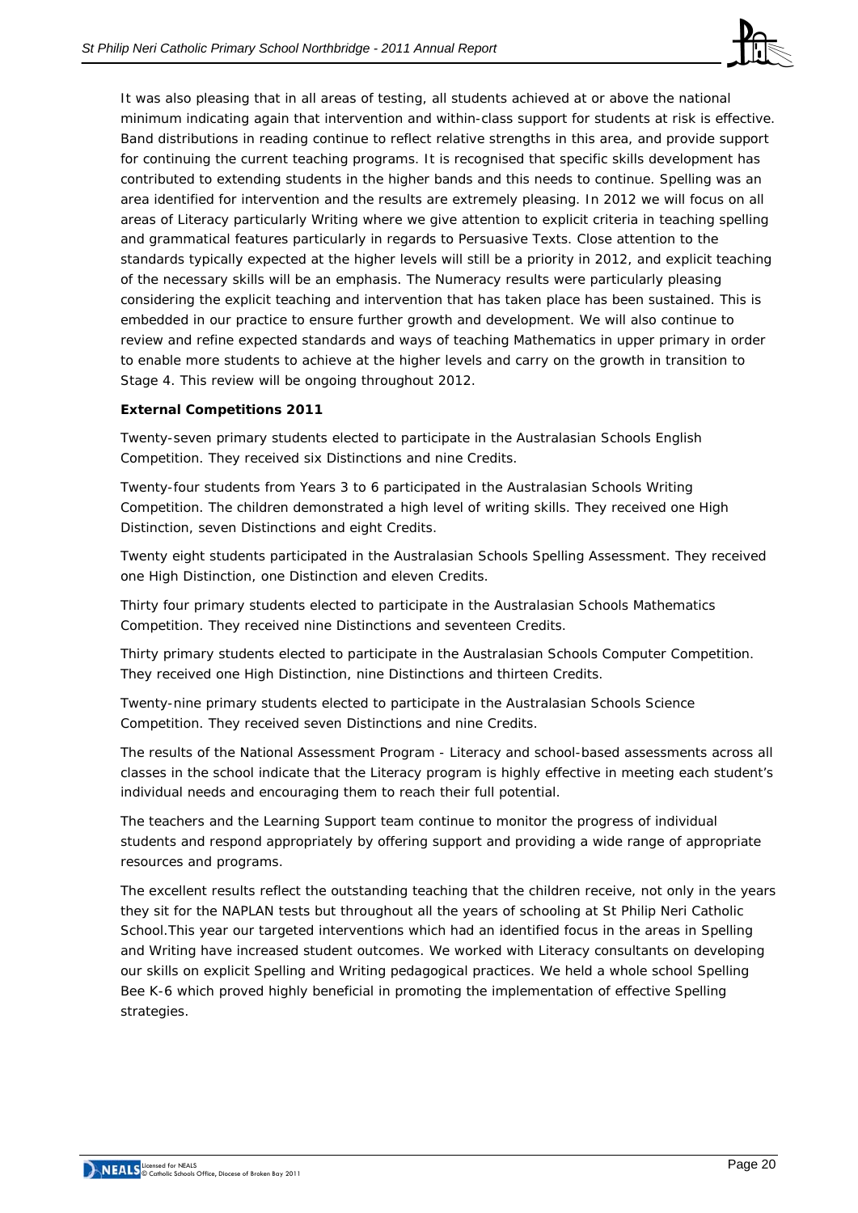It was also pleasing that in all areas of testing, all students achieved at or above the national minimum indicating again that intervention and within-class support for students at risk is effective. Band distributions in reading continue to reflect relative strengths in this area, and provide support for continuing the current teaching programs. It is recognised that specific skills development has contributed to extending students in the higher bands and this needs to continue. Spelling was an area identified for intervention and the results are extremely pleasing. In 2012 we will focus on all areas of Literacy particularly Writing where we give attention to explicit criteria in teaching spelling and grammatical features particularly in regards to Persuasive Texts. Close attention to the standards typically expected at the higher levels will still be a priority in 2012, and explicit teaching of the necessary skills will be an emphasis. The Numeracy results were particularly pleasing considering the explicit teaching and intervention that has taken place has been sustained. This is embedded in our practice to ensure further growth and development. We will also continue to review and refine expected standards and ways of teaching Mathematics in upper primary in order to enable more students to achieve at the higher levels and carry on the growth in transition to Stage 4. This review will be ongoing throughout 2012.

**External Competitions 2011**

Twenty-seven primary students elected to participate in the Australasian Schools English Competition. They received six Distinctions and nine Credits.

Twenty-four students from Years 3 to 6 participated in the Australasian Schools Writing Competition. The children demonstrated a high level of writing skills. They received one High Distinction, seven Distinctions and eight Credits.

Twenty eight students participated in the Australasian Schools Spelling Assessment. They received one High Distinction, one Distinction and eleven Credits.

Thirty four primary students elected to participate in the Australasian Schools Mathematics Competition. They received nine Distinctions and seventeen Credits.

Thirty primary students elected to participate in the Australasian Schools Computer Competition. They received one High Distinction, nine Distinctions and thirteen Credits.

Twenty-nine primary students elected to participate in the Australasian Schools Science Competition. They received seven Distinctions and nine Credits.

The results of the National Assessment Program - Literacy and school-based assessments across all classes in the school indicate that the Literacy program is highly effective in meeting each student's individual needs and encouraging them to reach their full potential.

The teachers and the Learning Support team continue to monitor the progress of individual students and respond appropriately by offering support and providing a wide range of appropriate resources and programs.

The excellent results reflect the outstanding teaching that the children receive, not only in the years they sit for the NAPLAN tests but throughout all the years of schooling at St Philip Neri Catholic School.This year our targeted interventions which had an identified focus in the areas in Spelling and Writing have increased student outcomes. We worked with Literacy consultants on developing our skills on explicit Spelling and Writing pedagogical practices. We held a whole school Spelling Bee K-6 which proved highly beneficial in promoting the implementation of effective Spelling strategies.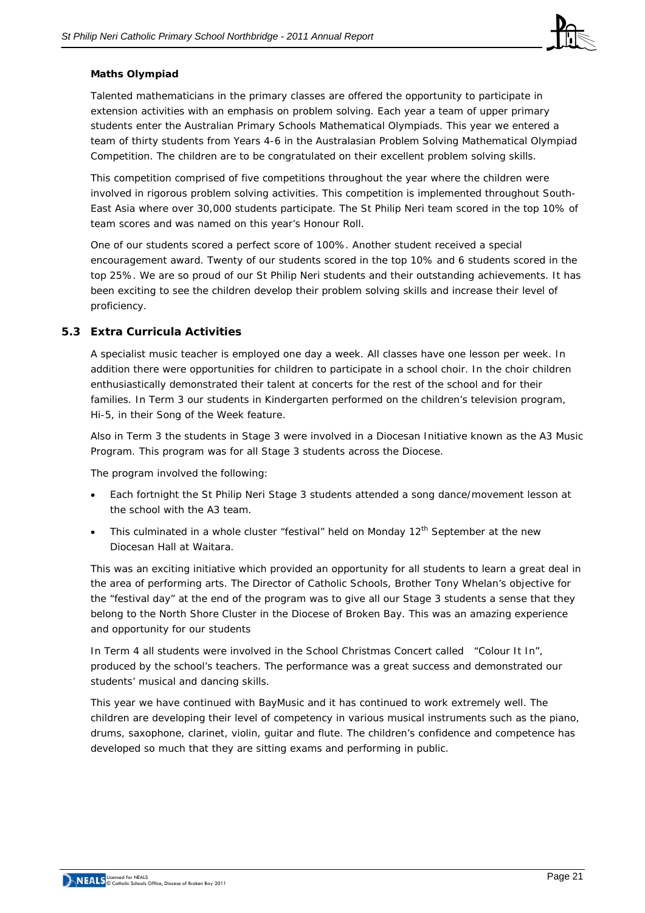**Maths Olympiad**

Talented mathematicians in the primary classes are offered the opportunity to participate in extension activities with an emphasis on problem solving. Each year a team of upper primary students enter the Australian Primary Schools Mathematical Olympiads. This year we entered a team of thirty students from Years 4-6 in the Australasian Problem Solving Mathematical Olympiad Competition. The children are to be congratulated on their excellent problem solving skills.

This competition comprised of five competitions throughout the year where the children were involved in rigorous problem solving activities. This competition is implemented throughout South-East Asia where over 30,000 students participate. The St Philip Neri team scored in the top 10% of team scores and was named on this year's Honour Roll.

One of our students scored a perfect score of 100%. Another student received a special encouragement award. Twenty of our students scored in the top 10% and 6 students scored in the top 25%. We are so proud of our St Philip Neri students and their outstanding achievements. It has been exciting to see the children develop their problem solving skills and increase their level of proficiency.

## 5.3 Extra Curricula Activities

A specialist music teacher is employed one day a week. All classes have one lesson per week. In addition there were opportunities for children to participate in a school choir. In the choir children enthusiastically demonstrated their talent at concerts for the rest of the school and for their families. In Term 3 our students in Kindergarten performed on the children's television program, Hi-5, in their Song of the Week feature.

Also in Term 3 the students in Stage 3 were involved in a Diocesan Initiative known as the A3 Music Program. This program was for all Stage 3 students across the Diocese.

The program involved the following:

- Each fortnight the St Philip Neri Stage 3 students attended a song dance/movement lesson at the school with the A3 team.
- This culminated in a whole cluster "festival" held on Monday 12th September at the new Diocesan Hall at Waitara.

This was an exciting initiative which provided an opportunity for all students to learn a great deal in the area of performing arts. The Director of Catholic Schools, Brother Tony Whelan's objective for the "festival day" at the end of the program was to give all our Stage 3 students a sense that they belong to the North Shore Cluster in the Diocese of Broken Bay. This was an amazing experience and opportunity for our students

In Term 4 all students were involved in the School Christmas Concert called "Colour It In", produced by the school's teachers. The performance was a great success and demonstrated our students' musical and dancing skills.

This year we have continued with BayMusic and it has continued to work extremely well. The children are developing their level of competency in various musical instruments such as the piano, drums, saxophone, clarinet, violin, guitar and flute. The children's confidence and competence has developed so much that they are sitting exams and performing in public.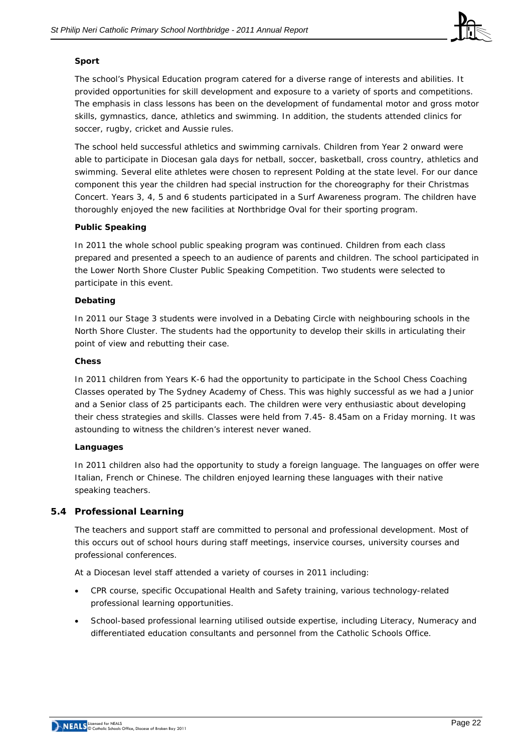**Sport**

The school's Physical Education program catered for a diverse range of interests and abilities. It provided opportunities for skill development and exposure to a variety of sports and competitions. The emphasis in class lessons has been on the development of fundamental motor and gross motor skills, gymnastics, dance, athletics and swimming. In addition, the students attended clinics for soccer, rugby, cricket and Aussie rules.

The school held successful athletics and swimming carnivals. Children from Year 2 onward were able to participate in Diocesan gala days for netball, soccer, basketball, cross country, athletics and swimming. Several elite athletes were chosen to represent Polding at the state level. For our dance component this year the children had special instruction for the choreography for their Christmas Concert. Years 3, 4, 5 and 6 students participated in a Surf Awareness program. The children have thoroughly enjoyed the new facilities at Northbridge Oval for their sporting program.

**Public Speaking**

In 2011 the whole school public speaking program was continued. Children from each class prepared and presented a speech to an audience of parents and children. The school participated in the Lower North Shore Cluster Public Speaking Competition. Two students were selected to participate in this event.

**Debating**

In 2011 our Stage 3 students were involved in a Debating Circle with neighbouring schools in the North Shore Cluster. The students had the opportunity to develop their skills in articulating their point of view and rebutting their case.

**Chess**

In 2011 children from Years K-6 had the opportunity to participate in the School Chess Coaching Classes operated by The Sydney Academy of Chess. This was highly successful as we had a Junior and a Senior class of 25 participants each. The children were very enthusiastic about developing their chess strategies and skills. Classes were held from 7.45- 8.45am on a Friday morning. It was astounding to witness the children's interest never waned.

**Languages**

In 2011 children also had the opportunity to study a foreign language. The languages on offer were Italian, French or Chinese. The children enjoyed learning these languages with their native speaking teachers.

## 5.4 Professional Learning

The teachers and support staff are committed to personal and professional development. Most of this occurs out of school hours during staff meetings, inservice courses, university courses and professional conferences.

At a Diocesan level staff attended a variety of courses in 2011 including:

- CPR course, specific Occupational Health and Safety training, various technology-related professional learning opportunities.
- School-based professional learning utilised outside expertise, including Literacy, Numeracy and differentiated education consultants and personnel from the Catholic Schools Office.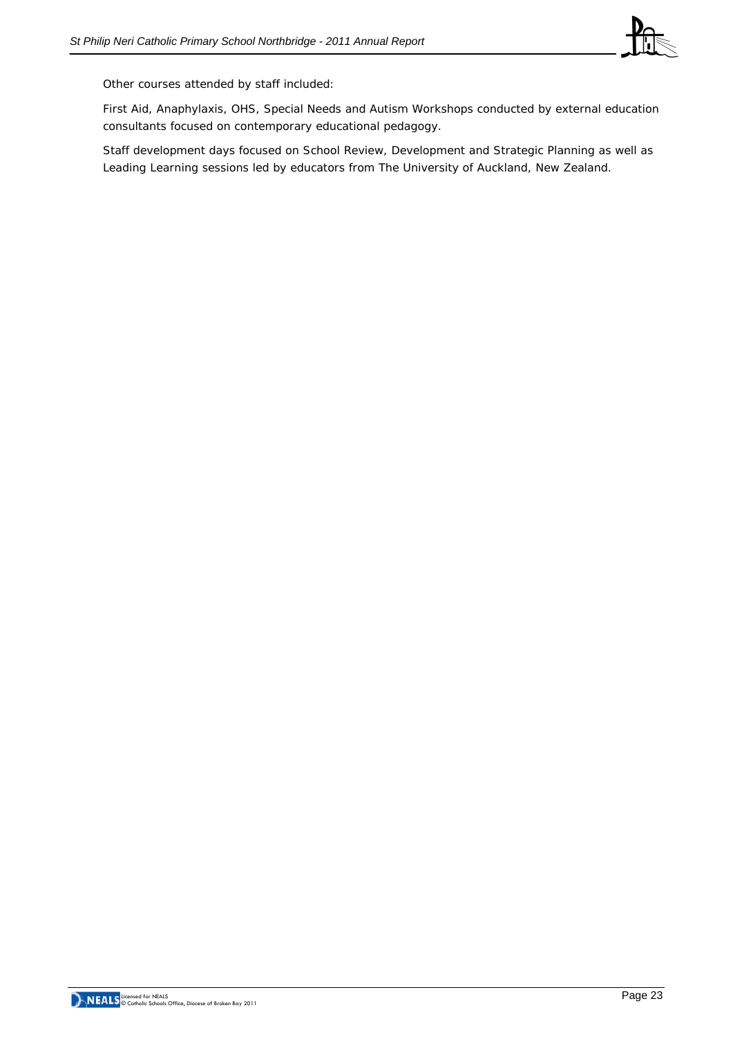Other courses attended by staff included:

First Aid, Anaphylaxis, OHS, Special Needs and Autism Workshops conducted by external education consultants focused on contemporary educational pedagogy.

Staff development days focused on School Review, Development and Strategic Planning as well as Leading Learning sessions led by educators from The University of Auckland, New Zealand.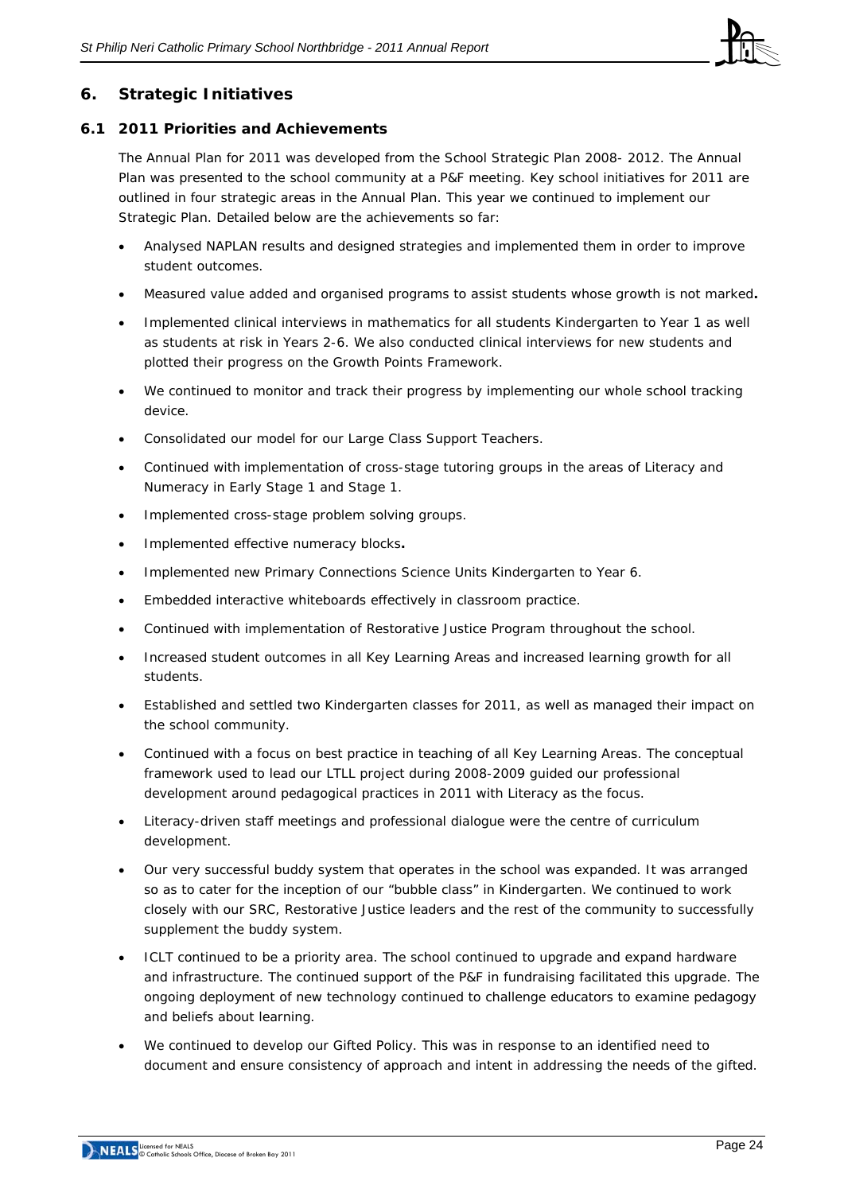## 6. Strategic Initiatives

### 6.1 2011 Priorities and Achievements

The Annual Plan for 2011 was developed from the School Strategic Plan 2008- 2012. The Annual Plan was presented to the school community at a P&F meeting. Key school initiatives for 2011 are outlined in four strategic areas in the Annual Plan. This year we continued to implement our Strategic Plan. Detailed below are the achievements so far:

- Analysed NAPLAN results and designed strategies and implemented them in order to improve student outcomes.
- Measured value added and organised programs to assist students whose growth is not marked**.**
- Implemented clinical interviews in mathematics for all students Kindergarten to Year 1 as well as students at risk in Years 2-6. We also conducted clinical interviews for new students and plotted their progress on the Growth Points Framework.
- We continued to monitor and track their progress by implementing our whole school tracking device.
- Consolidated our model for our Large Class Support Teachers.
- Continued with implementation of cross-stage tutoring groups in the areas of Literacy and Numeracy in Early Stage 1 and Stage 1.
- Implemented cross-stage problem solving groups.
- Implemented effective numeracy blocks**.**
- Implemented new Primary Connections Science Units Kindergarten to Year 6.
- Embedded interactive whiteboards effectively in classroom practice.
- Continued with implementation of Restorative Justice Program throughout the school.
- Increased student outcomes in all Key Learning Areas and increased learning growth for all students.
- Established and settled two Kindergarten classes for 2011, as well as managed their impact on the school community.
- Continued with a focus on best practice in teaching of all Key Learning Areas. The conceptual framework used to lead our LTLL project during 2008-2009 guided our professional development around pedagogical practices in 2011 with Literacy as the focus.
- Literacy-driven staff meetings and professional dialogue were the centre of curriculum development.
- Our very successful buddy system that operates in the school was expanded. It was arranged so as to cater for the inception of our "bubble class" in Kindergarten. We continued to work closely with our SRC, Restorative Justice leaders and the rest of the community to successfully supplement the buddy system.
- ICLT continued to be a priority area. The school continued to upgrade and expand hardware and infrastructure. The continued support of the P&F in fundraising facilitated this upgrade. The ongoing deployment of new technology continued to challenge educators to examine pedagogy and beliefs about learning.
- We continued to develop our Gifted Policy. This was in response to an identified need to document and ensure consistency of approach and intent in addressing the needs of the gifted.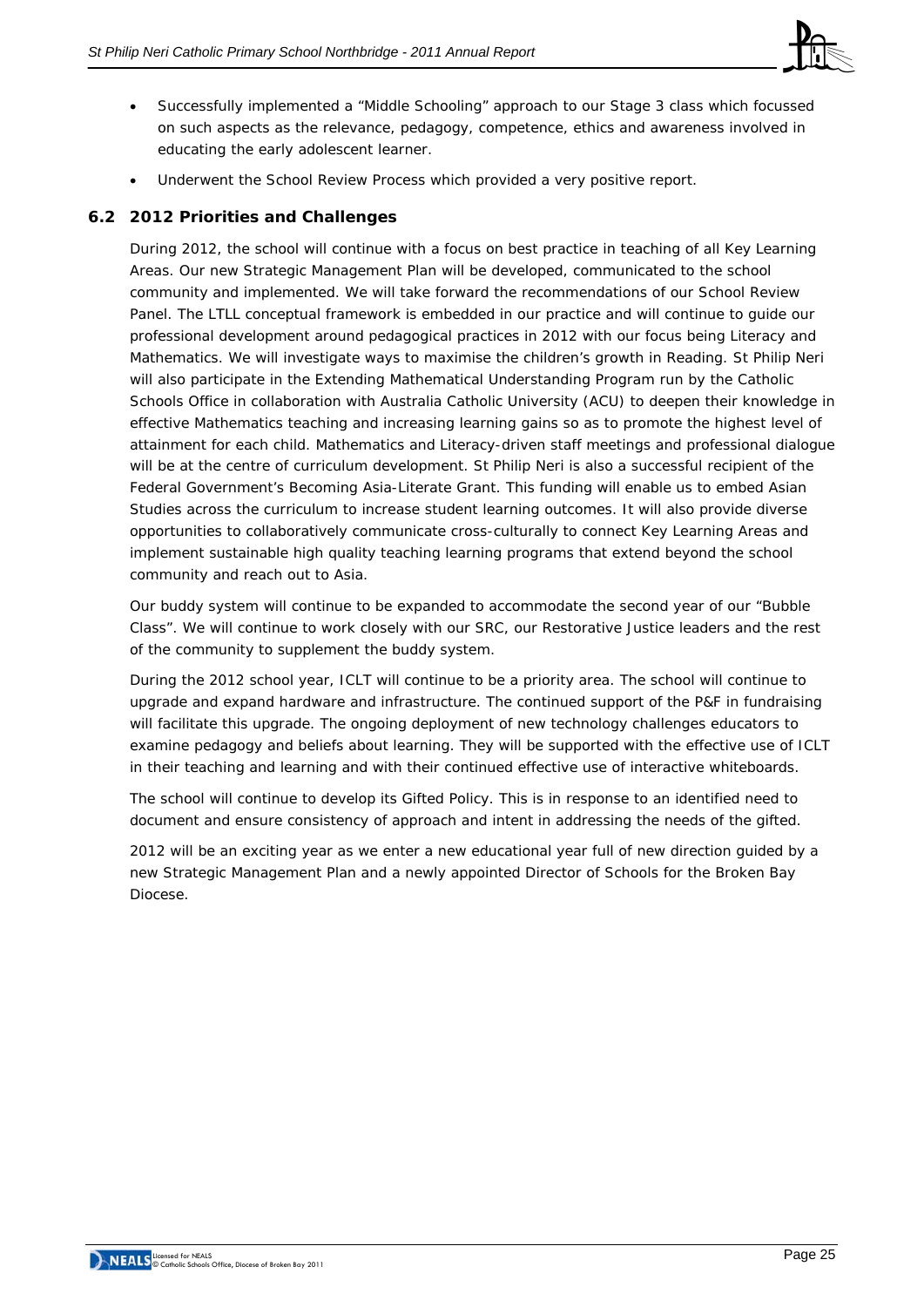- Successfully implemented a "Middle Schooling" approach to our Stage 3 class which focussed on such aspects as the relevance, pedagogy, competence, ethics and awareness involved in educating the early adolescent learner.
- Underwent the School Review Process which provided a very positive report.

## 6.2 2012 Priorities and Challenges

During 2012, the school will continue with a focus on best practice in teaching of all Key Learning Areas. Our new Strategic Management Plan will be developed, communicated to the school community and implemented. We will take forward the recommendations of our School Review Panel. The LTLL conceptual framework is embedded in our practice and will continue to guide our professional development around pedagogical practices in 2012 with our focus being Literacy and Mathematics. We will investigate ways to maximise the children's growth in Reading. St Philip Neri will also participate in the Extending Mathematical Understanding Program run by the Catholic Schools Office in collaboration with Australia Catholic University (ACU) to deepen their knowledge in effective Mathematics teaching and increasing learning gains so as to promote the highest level of attainment for each child. Mathematics and Literacy-driven staff meetings and professional dialogue will be at the centre of curriculum development. St Philip Neri is also a successful recipient of the Federal Government's Becoming Asia-Literate Grant. This funding will enable us to embed Asian Studies across the curriculum to increase student learning outcomes. It will also provide diverse opportunities to collaboratively communicate cross-culturally to connect Key Learning Areas and implement sustainable high quality teaching learning programs that extend beyond the school community and reach out to Asia.

Our buddy system will continue to be expanded to accommodate the second year of our "Bubble Class". We will continue to work closely with our SRC, our Restorative Justice leaders and the rest of the community to supplement the buddy system.

During the 2012 school year, ICLT will continue to be a priority area. The school will continue to upgrade and expand hardware and infrastructure. The continued support of the P&F in fundraising will facilitate this upgrade. The ongoing deployment of new technology challenges educators to examine pedagogy and beliefs about learning. They will be supported with the effective use of ICLT in their teaching and learning and with their continued effective use of interactive whiteboards.

The school will continue to develop its Gifted Policy. This is in response to an identified need to document and ensure consistency of approach and intent in addressing the needs of the gifted.

2012 will be an exciting year as we enter a new educational year full of new direction guided by a new Strategic Management Plan and a newly appointed Director of Schools for the Broken Bay Diocese.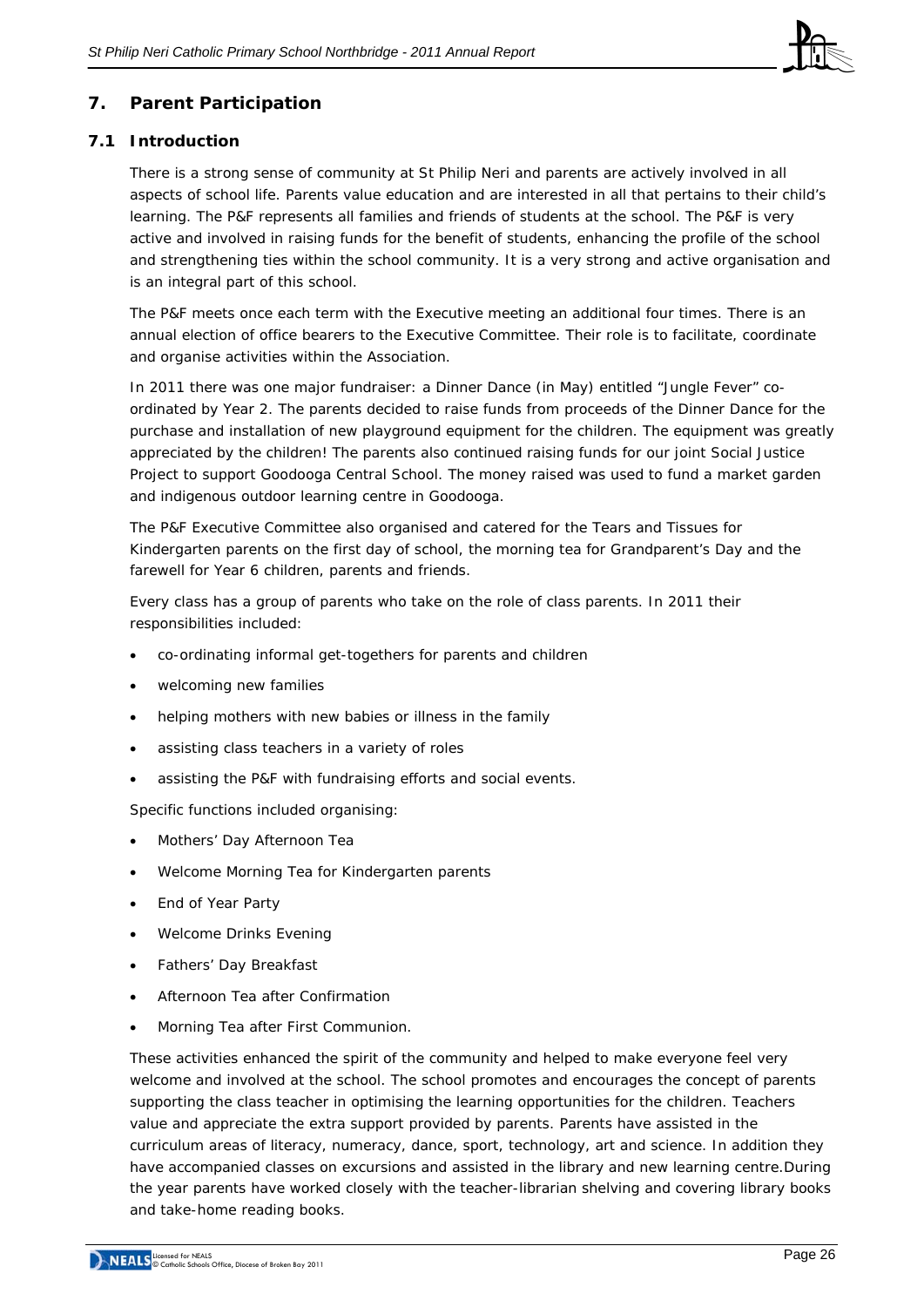## 7. Parent Participation

### 7.1 Introduction

There is a strong sense of community at St Philip Neri and parents are actively involved in all aspects of school life. Parents value education and are interested in all that pertains to their child's learning. The P&F represents all families and friends of students at the school. The P&F is very active and involved in raising funds for the benefit of students, enhancing the profile of the school and strengthening ties within the school community. It is a very strong and active organisation and is an integral part of this school.

The P&F meets once each term with the Executive meeting an additional four times. There is an annual election of office bearers to the Executive Committee. Their role is to facilitate, coordinate and organise activities within the Association.

In 2011 there was one major fundraiser: a Dinner Dance (in May) entitled "Jungle Fever" co-ordinated by Year 2. The parents decided to raise funds from proceeds of the Dinner Dance for the purchase and installation of new playground equipment for the children. The equipment was greatly appreciated by the children! The parents also continued raising funds for our joint Social Justice Project to support Goodooga Central School. The money raised was used to fund a market garden and indigenous outdoor learning centre in Goodooga.

The P&F Executive Committee also organised and catered for the Tears and Tissues for Kindergarten parents on the first day of school, the morning tea for Grandparent's Day and the farewell for Year 6 children, parents and friends.

Every class has a group of parents who take on the role of class parents. In 2011 their responsibilities included:

- co-ordinating informal get-togethers for parents and children
- welcoming new families
- helping mothers with new babies or illness in the family
- assisting class teachers in a variety of roles
- assisting the P&F with fundraising efforts and social events.

Specific functions included organising:

- Mothers' Day Afternoon Tea
- Welcome Morning Tea for Kindergarten parents
- End of Year Party
- Welcome Drinks Evening
- Fathers' Day Breakfast
- Afternoon Tea after Confirmation
- Morning Tea after First Communion.

These activities enhanced the spirit of the community and helped to make everyone feel very welcome and involved at the school. The school promotes and encourages the concept of parents supporting the class teacher in optimising the learning opportunities for the children. Teachers value and appreciate the extra support provided by parents. Parents have assisted in the curriculum areas of literacy, numeracy, dance, sport, technology, art and science. In addition they have accompanied classes on excursions and assisted in the library and new learning centre.During the year parents have worked closely with the teacher-librarian shelving and covering library books and take-home reading books.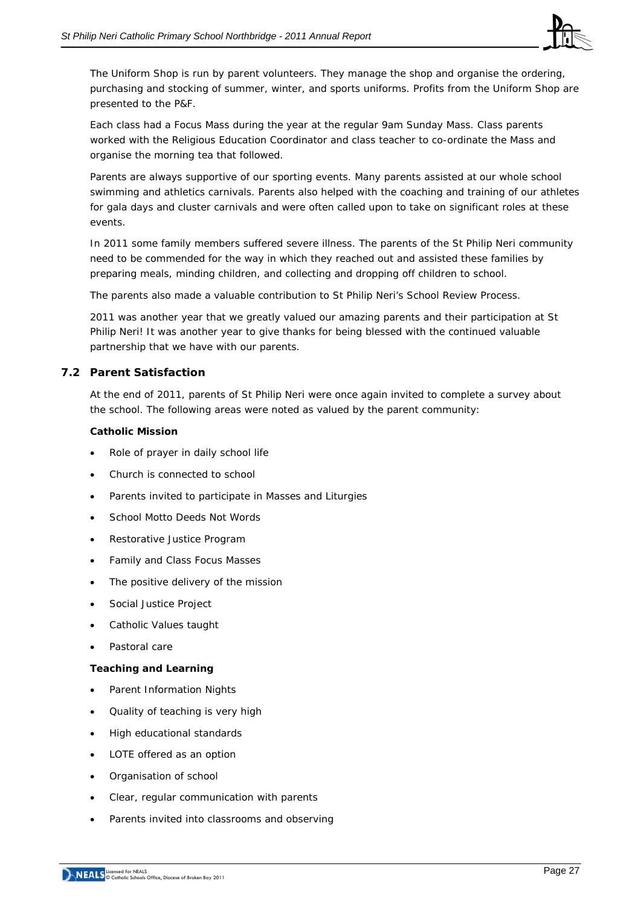The Uniform Shop is run by parent volunteers. They manage the shop and organise the ordering, purchasing and stocking of summer, winter, and sports uniforms. Profits from the Uniform Shop are presented to the P&F.

Each class had a Focus Mass during the year at the regular 9am Sunday Mass. Class parents worked with the Religious Education Coordinator and class teacher to co-ordinate the Mass and organise the morning tea that followed.

Parents are always supportive of our sporting events. Many parents assisted at our whole school swimming and athletics carnivals. Parents also helped with the coaching and training of our athletes for gala days and cluster carnivals and were often called upon to take on significant roles at these events.

In 2011 some family members suffered severe illness. The parents of the St Philip Neri community need to be commended for the way in which they reached out and assisted these families by preparing meals, minding children, and collecting and dropping off children to school.

The parents also made a valuable contribution to St Philip Neri's School Review Process.

2011 was another year that we greatly valued our amazing parents and their participation at St Philip Neri! It was another year to give thanks for being blessed with the continued valuable partnership that we have with our parents.

## 7.2 Parent Satisfaction

At the end of 2011, parents of St Philip Neri were once again invited to complete a survey about the school. The following areas were noted as valued by the parent community:

**Catholic Mission**

- Role of prayer in daily school life
- Church is connected to school
- Parents invited to participate in Masses and Liturgies
- School Motto Deeds Not Words
- Restorative Justice Program
- Family and Class Focus Masses
- The positive delivery of the mission
- Social Justice Project
- Catholic Values taught
- Pastoral care

**Teaching and Learning**

- Parent Information Nights
- Quality of teaching is very high
- High educational standards
- LOTE offered as an option
- Organisation of school
- Clear, regular communication with parents
- Parents invited into classrooms and observing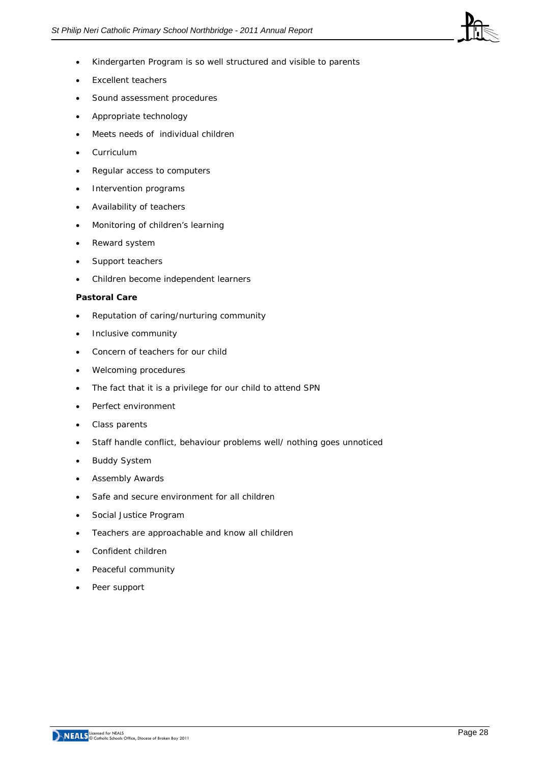- Kindergarten Program is so well structured and visible to parents
- Excellent teachers
- Sound assessment procedures
- Appropriate technology
- Meets needs of individual children
- Curriculum
- Regular access to computers
- Intervention programs
- Availability of teachers
- Monitoring of children's learning
- Reward system
- Support teachers
- Children become independent learners

**Pastoral Care**

- Reputation of caring/nurturing community
- Inclusive community
- Concern of teachers for our child
- Welcoming procedures
- The fact that it is a privilege for our child to attend SPN
- Perfect environment
- Class parents
- Staff handle conflict, behaviour problems well/ nothing goes unnoticed
- Buddy System
- Assembly Awards
- Safe and secure environment for all children
- Social Justice Program
- Teachers are approachable and know all children
- Confident children
- Peaceful community
- Peer support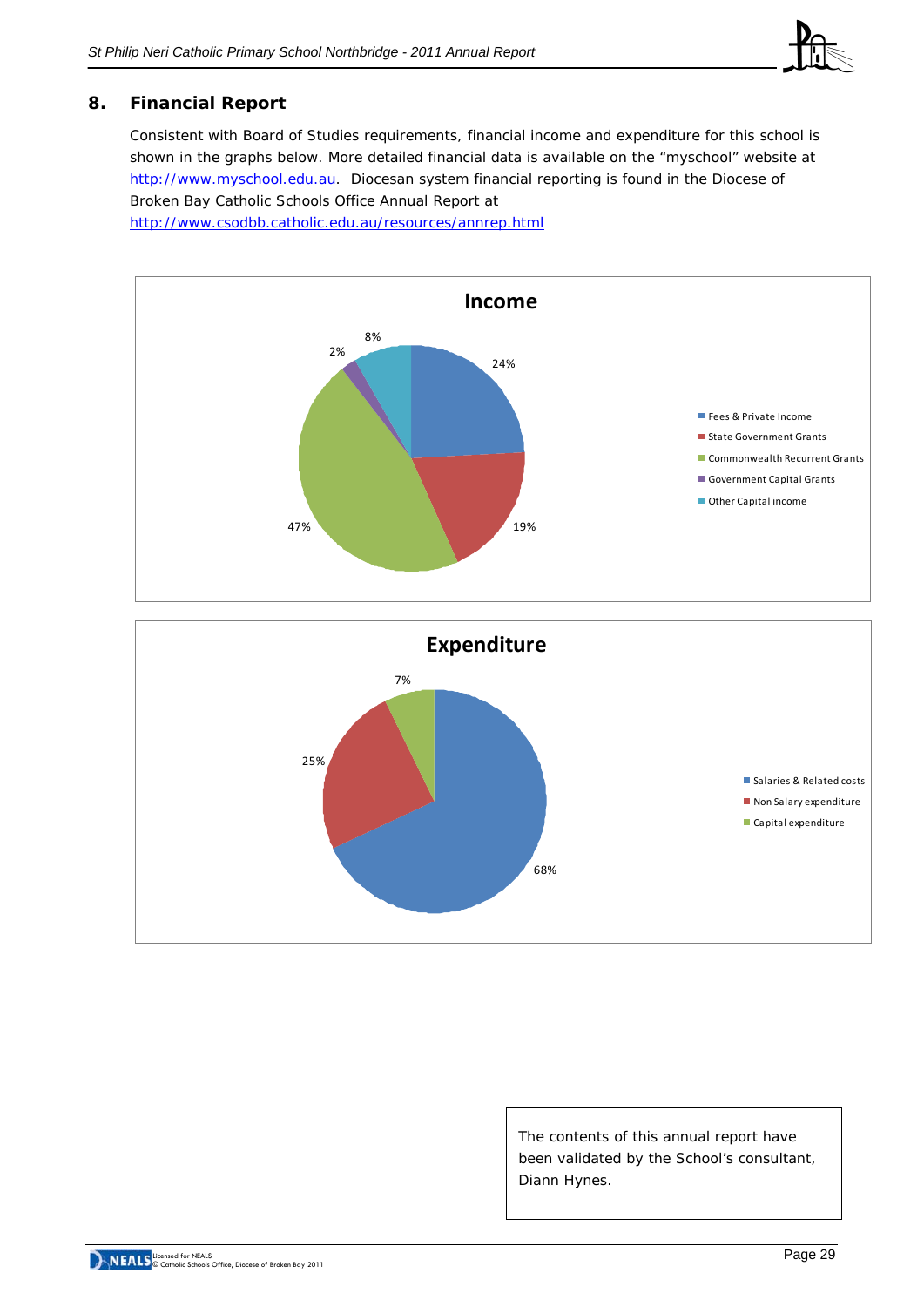## 8. Financial Report

Consistent with Board of Studies requirements, financial income and expenditure for this school is shown in the graphs below. More detailed financial data is available on the "myschool" website at http://www.myschool.edu.au. Diocesan system financial reporting is found in the Diocese of Broken Bay Catholic Schools Office Annual Report at http://www.csodbb.catholic.edu.au/resources/annrep.html

**Income**

24%
19%
47%
2%
8%

- Fees & Private Income
- State Government Grants
- Commonwealth Recurrent Grants
- Government Capital Grants
- Other Capital income

**Expenditure**

68%
25%
7%

- Salaries & Related costs
- Non Salary expenditure
- Capital expenditure

The contents of this annual report have been validated by the School's consultant, Diann Hynes.